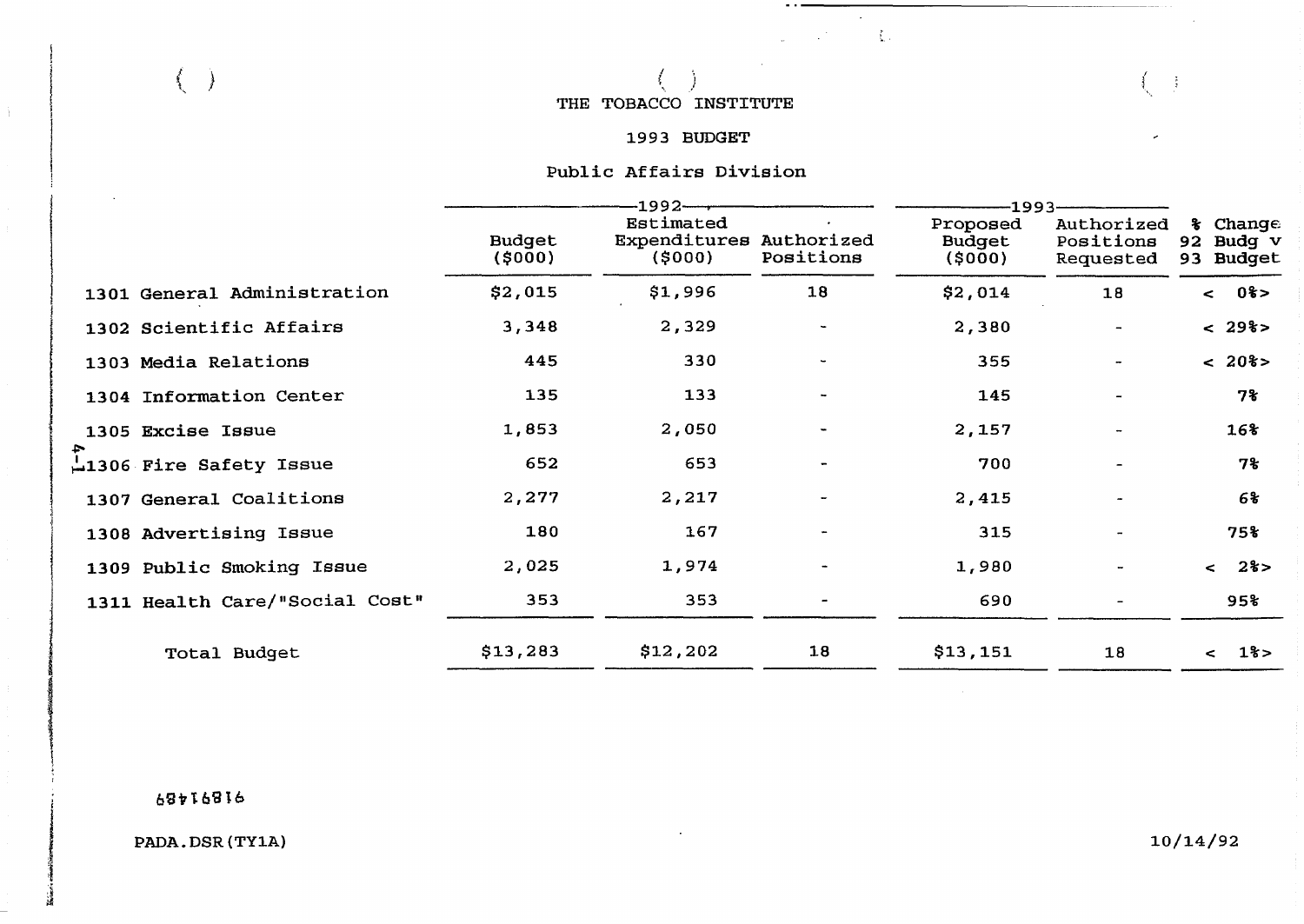# THE TOBACCO INSTITUTE

## 1993 BUDGET

### Public Affairs Division

| | 1992 | | | 1993 | | |
|---|---|---|---|---|---|---|
| | Budget ($000) | Estimated Expenditures ($000) | Authorized Positions | Proposed Budget ($000) | Authorized Positions Requested | % Change 92 Budg v 93 Budget |
| 1301 General Administration | $2,015 | $1,996 | 18 | $2,014 | 18 | < 0%> |
| 1302 Scientific Affairs | 3,348 | 2,329 | - | 2,380 | - | < 29%> |
| 1303 Media Relations | 445 | 330 | - | 355 | - | < 20%> |
| 1304 Information Center | 135 | 133 | - | 145 | - | 7% |
| 1305 Excise Issue | 1,853 | 2,050 | - | 2,157 | - | 16% |
| 1306 Fire Safety Issue | 652 | 653 | - | 700 | - | 7% |
| 1307 General Coalitions | 2,277 | 2,217 | - | 2,415 | - | 6% |
| 1308 Advertising Issue | 180 | 167 | - | 315 | - | 75% |
| 1309 Public Smoking Issue | 2,025 | 1,974 | - | 1,980 | - | < 2%> |
| 1311 Health Care/"Social Cost" | 353 | 353 | - | 690 | - | 95% |
| Total Budget | $13,283 | $12,202 | 18 | $13,151 | 18 | < 1%> |

PADA.DSR(TY1A)

10/14/92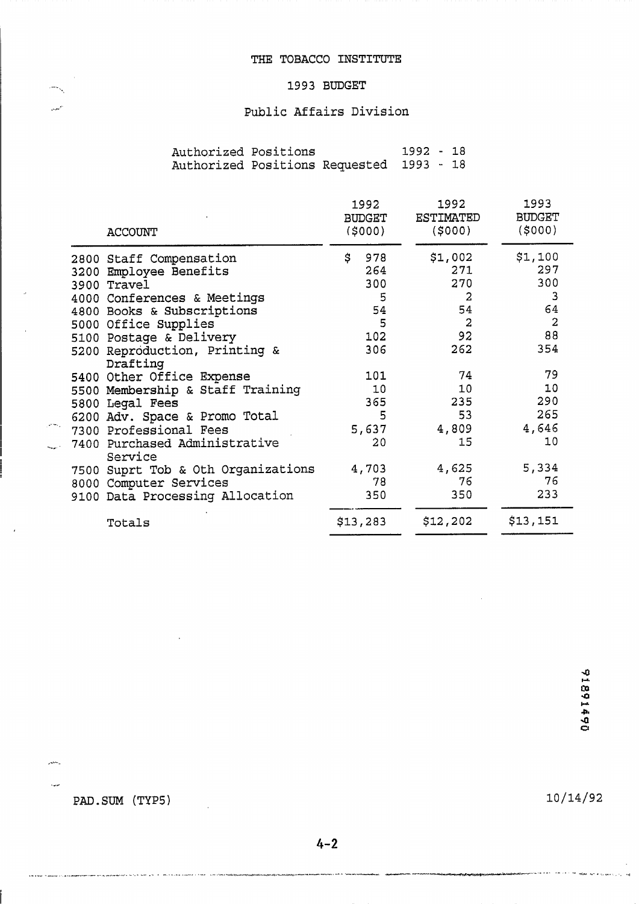# THE TOBACCO INSTITUTE

## 1993 BUDGET

## Public Affairs Division

Authorized Positions 1992 - 18
Authorized Positions Requested 1993 - 18

| ACCOUNT | 1992 BUDGET ($000) | 1992 ESTIMATED ($000) | 1993 BUDGET ($000) |
|---|---|---|---|
| 2800 Staff Compensation | $ 978 | $1,002 | $1,100 |
| 3200 Employee Benefits | 264 | 271 | 297 |
| 3900 Travel | 300 | 270 | 300 |
| 4000 Conferences & Meetings | 5 | 2 | 3 |
| 4800 Books & Subscriptions | 54 | 54 | 64 |
| 5000 Office Supplies | 5 | 2 | 2 |
| 5100 Postage & Delivery | 102 | 92 | 88 |
| 5200 Reproduction, Printing & Drafting | 306 | 262 | 354 |
| 5400 Other Office Expense | 101 | 74 | 79 |
| 5500 Membership & Staff Training | 10 | 10 | 10 |
| 5800 Legal Fees | 365 | 235 | 290 |
| 6200 Adv. Space & Promo Total | 5 | 53 | 265 |
| 7300 Professional Fees | 5,637 | 4,809 | 4,646 |
| 7400 Purchased Administrative Service | 20 | 15 | 10 |
| 7500 Suprt Tob & Oth Organizations | 4,703 | 4,625 | 5,334 |
| 8000 Computer Services | 78 | 76 | 76 |
| 9100 Data Processing Allocation | 350 | 350 | 233 |
| Totals | $13,283 | $12,202 | $13,151 |

PAD.SUM (TYP5)

10/14/92

91891490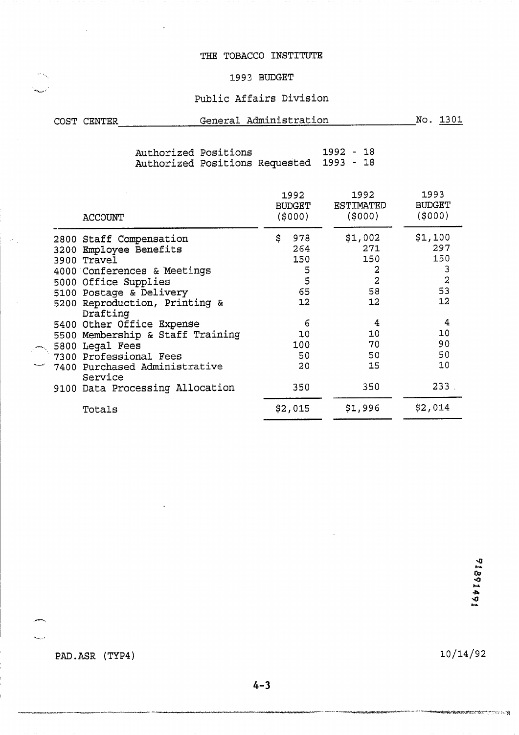# THE TOBACCO INSTITUTE

## 1993 BUDGET

## Public Affairs Division

COST CENTER General Administration No. 1301

Authorized Positions 1992 - 18
Authorized Positions Requested 1993 - 18

| ACCOUNT | 1992 BUDGET ($000) | 1992 ESTIMATED ($000) | 1993 BUDGET ($000) |
|---|---|---|---|
| 2800 Staff Compensation | $ 978 | $1,002 | $1,100 |
| 3200 Employee Benefits | 264 | 271 | 297 |
| 3900 Travel | 150 | 150 | 150 |
| 4000 Conferences & Meetings | 5 | 2 | 3 |
| 5000 Office Supplies | 5 | 2 | 2 |
| 5100 Postage & Delivery | 65 | 58 | 53 |
| 5200 Reproduction, Printing & Drafting | 12 | 12 | 12 |
| 5400 Other Office Expense | 6 | 4 | 4 |
| 5500 Membership & Staff Training | 10 | 10 | 10 |
| 5800 Legal Fees | 100 | 70 | 90 |
| 7300 Professional Fees | 50 | 50 | 50 |
| 7400 Purchased Administrative Service | 20 | 15 | 10 |
| 9100 Data Processing Allocation | 350 | 350 | 233 |
| Totals | $2,015 | $1,996 | $2,014 |

PAD.ASR (TYP4)

10/14/92

91891491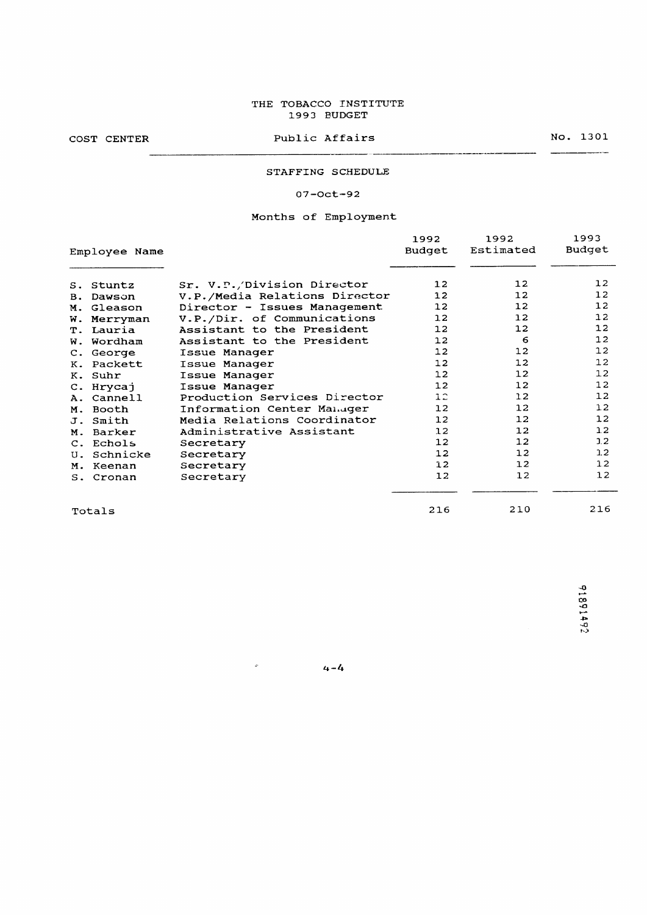THE TOBACCO INSTITUTE
1993 BUDGET

COST CENTER Public Affairs No. 1301

STAFFING SCHEDULE

07-Oct-92

Months of Employment

| Employee Name | | 1992 Budget | 1992 Estimated | 1993 Budget |
|---|---|---|---|---|
| S. Stuntz | Sr. V.P./Division Director | 12 | 12 | 12 |
| B. Dawson | V.P./Media Relations Director | 12 | 12 | 12 |
| M. Gleason | Director - Issues Management | 12 | 12 | 12 |
| W. Merryman | V.P./Dir. of Communications | 12 | 12 | 12 |
| T. Lauria | Assistant to the President | 12 | 12 | 12 |
| W. Wordham | Assistant to the President | 12 | 6 | 12 |
| C. George | Issue Manager | 12 | 12 | 12 |
| K. Packett | Issue Manager | 12 | 12 | 12 |
| K. Suhr | Issue Manager | 12 | 12 | 12 |
| C. Hrycaj | Issue Manager | 12 | 12 | 12 |
| A. Cannell | Production Services Director | 12 | 12 | 12 |
| M. Booth | Information Center Manager | 12 | 12 | 12 |
| J. Smith | Media Relations Coordinator | 12 | 12 | 12 |
| M. Barker | Administrative Assistant | 12 | 12 | 12 |
| C. Echols | Secretary | 12 | 12 | 12 |
| U. Schnicke | Secretary | 12 | 12 | 12 |
| M. Keenan | Secretary | 12 | 12 | 12 |
| S. Cronan | Secretary | 12 | 12 | 12 |
| Totals | | 216 | 210 | 216 |

91891492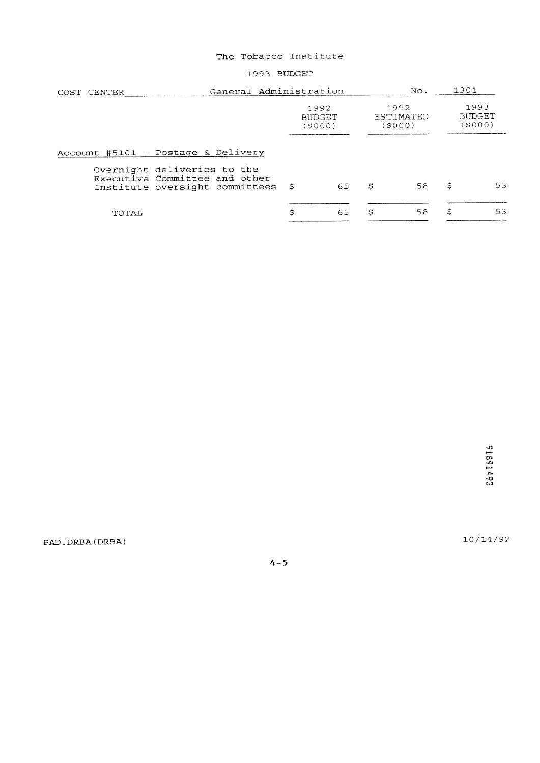The Tobacco Institute

1993 BUDGET

COST CENTER General Administration No. 1301

| | 1992 BUDGET ($000) | 1992 ESTIMATED ($000) | 1993 BUDGET ($000) |
|---|---|---|---|
| Account #5101 - Postage & Delivery | | | |
| Overnight deliveries to the Executive Committee and other Institute oversight committees | $ 65 | $ 58 | $ 53 |
| TOTAL | $ 65 | $ 58 | $ 53 |

91891493

PAD.DRBA(DRBA) 10/14/92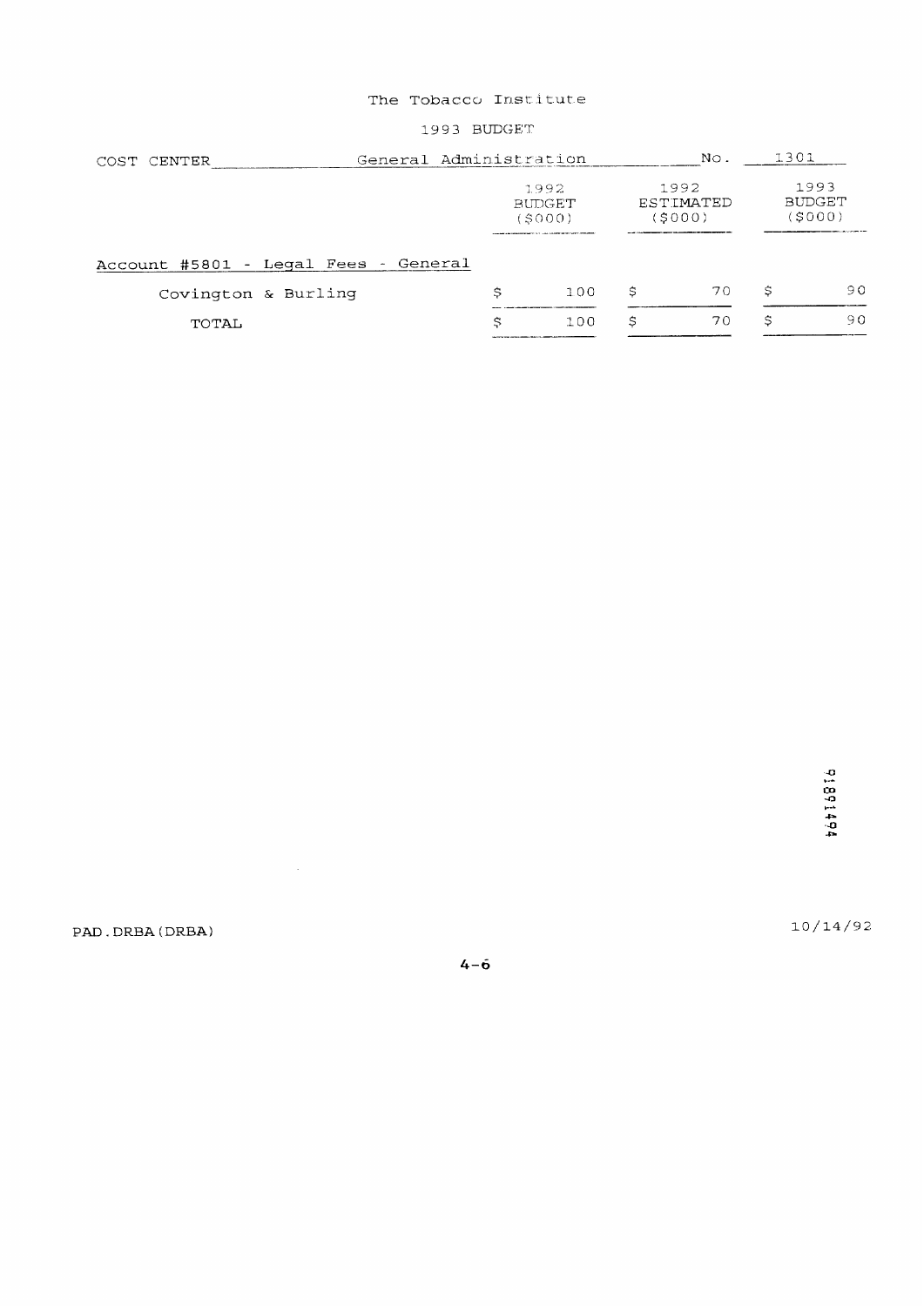The Tobacco Institute

1993 BUDGET

COST CENTER General Administration No. 1301

| | 1992 BUDGET ($000) | 1992 ESTIMATED ($000) | 1993 BUDGET ($000) |
|---|---|---|---|
| Account #5801 - Legal Fees - General | | | |
| Covington & Burling | $ 100 | $ 70 | $ 90 |
| TOTAL | $ 100 | $ 70 | $ 90 |

PAD.DRBA(DRBA)

10/14/92

4-6

TI8914494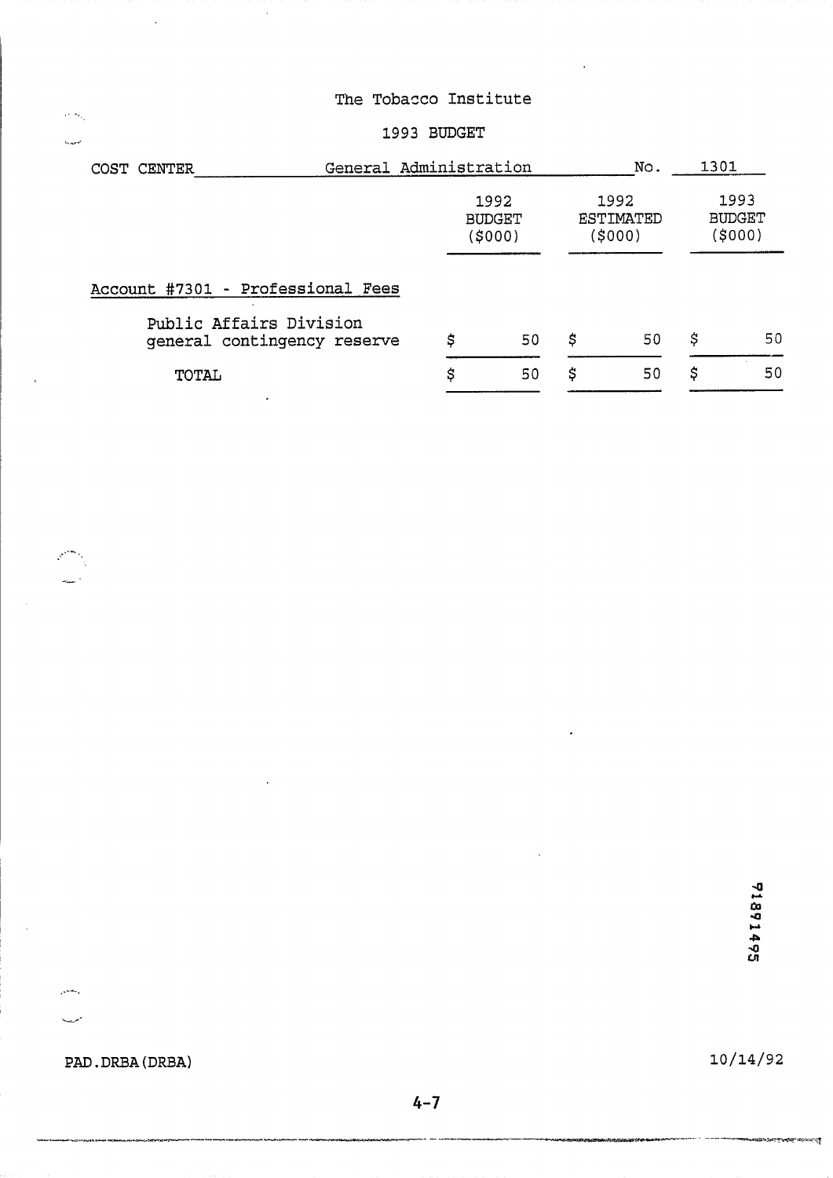The Tobacco Institute

1993 BUDGET

COST CENTER General Administration No. 1301

| | 1992 BUDGET ($000) | 1992 ESTIMATED ($000) | 1993 BUDGET ($000) |
|---|---|---|---|
| Account #7301 - Professional Fees | | | |
| Public Affairs Division general contingency reserve | $ 50 | $ 50 | $ 50 |
| TOTAL | $ 50 | $ 50 | $ 50 |

TI891495

PAD.DRBA(DRBA)

10/14/92

4-7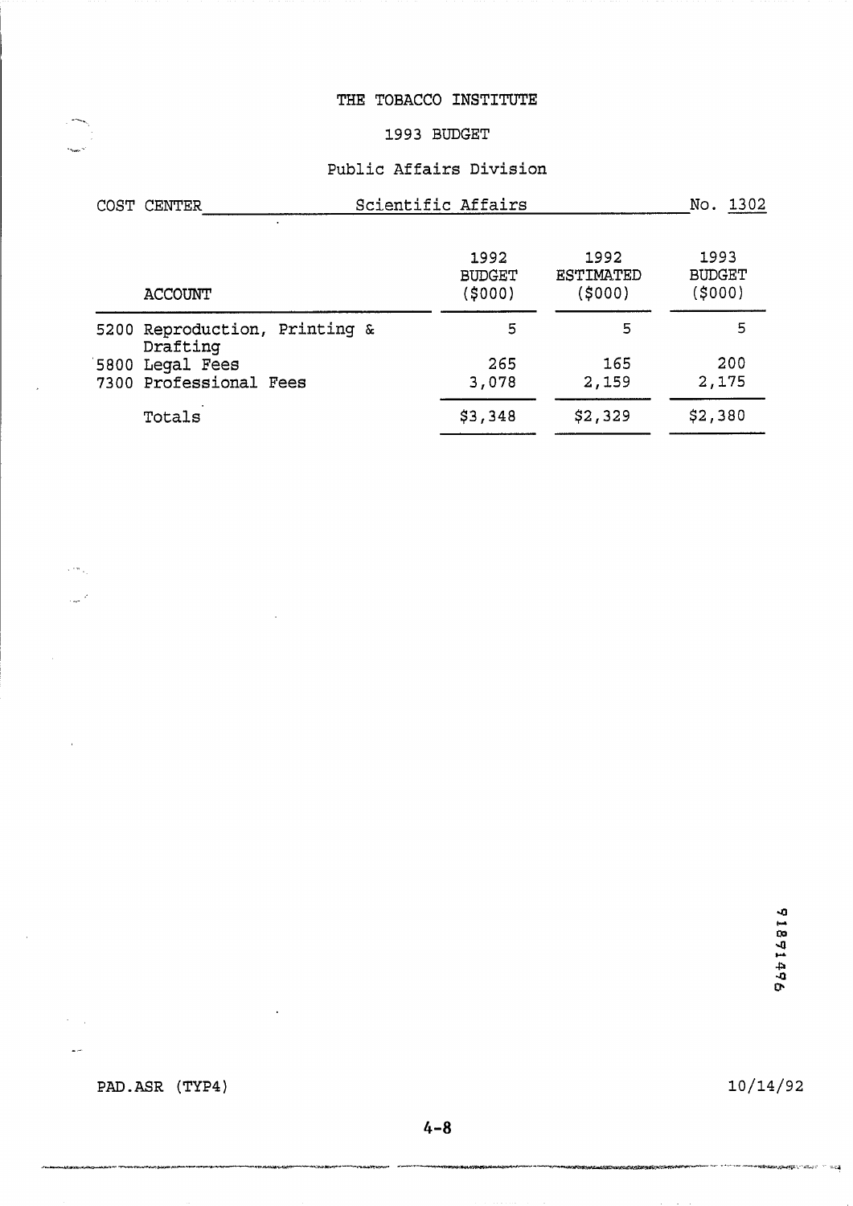# THE TOBACCO INSTITUTE

## 1993 BUDGET

### Public Affairs Division

COST CENTER Scientific Affairs No. 1302

| ACCOUNT | 1992 BUDGET ($000) | 1992 ESTIMATED ($000) | 1993 BUDGET ($000) |
|---|---|---|---|
| 5200 Reproduction, Printing & Drafting | 5 | 5 | 5 |
| 5800 Legal Fees | 265 | 165 | 200 |
| 7300 Professional Fees | 3,078 | 2,159 | 2,175 |
| Totals | $3,348 | $2,329 | $2,380 |

91871496

PAD.ASR (TYP4) 10/14/92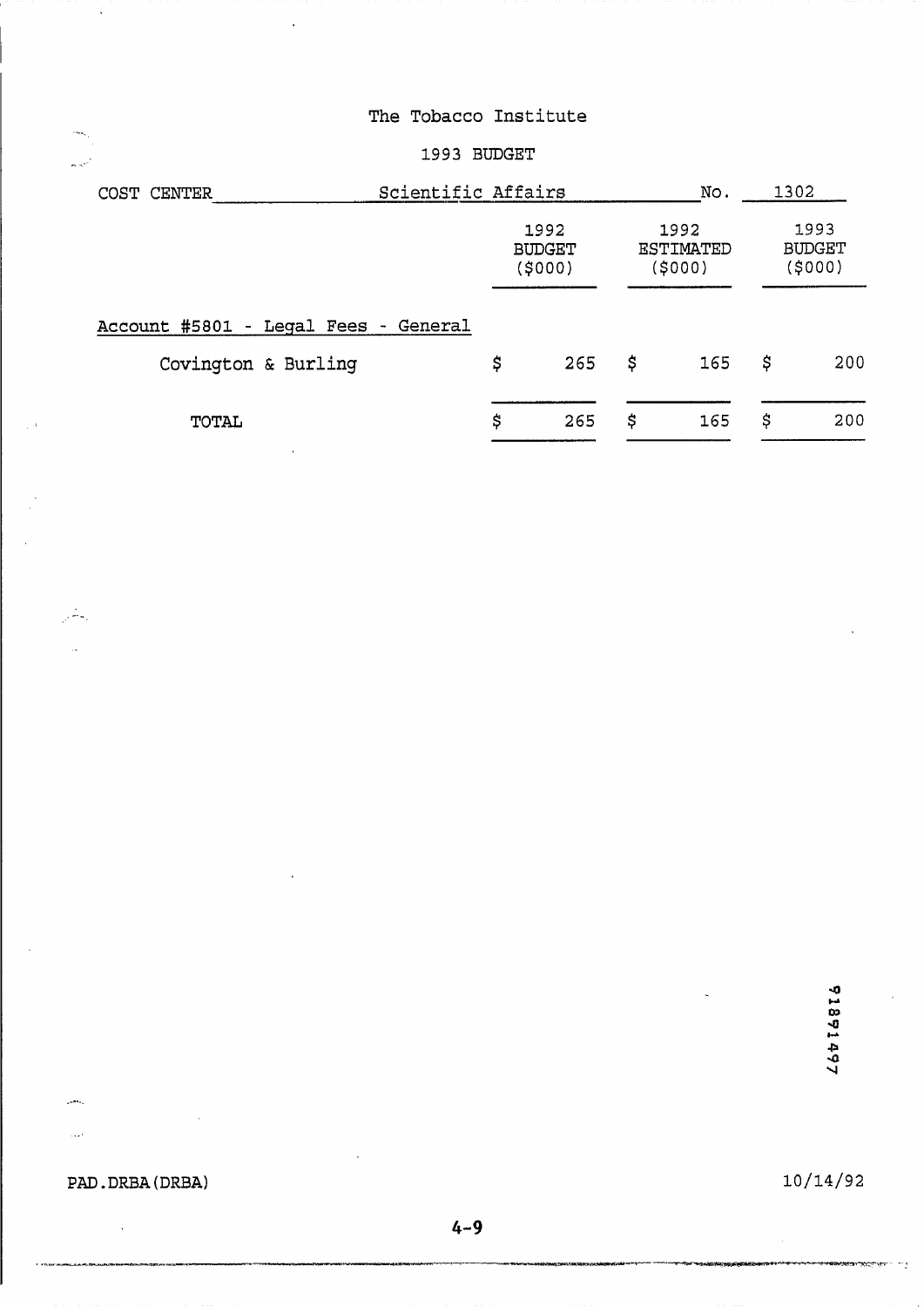The Tobacco Institute

1993 BUDGET

COST CENTER Scientific Affairs No. 1302

| | 1992 BUDGET ($000) | 1992 ESTIMATED ($000) | 1993 BUDGET ($000) |
|---|---|---|---|
| Account #5801 - Legal Fees - General | | | |
| Covington & Burling | $ 265 | $ 165 | $ 200 |
| TOTAL | $ 265 | $ 165 | $ 200 |

91891497

PAD.DRBA(DRBA) 10/14/92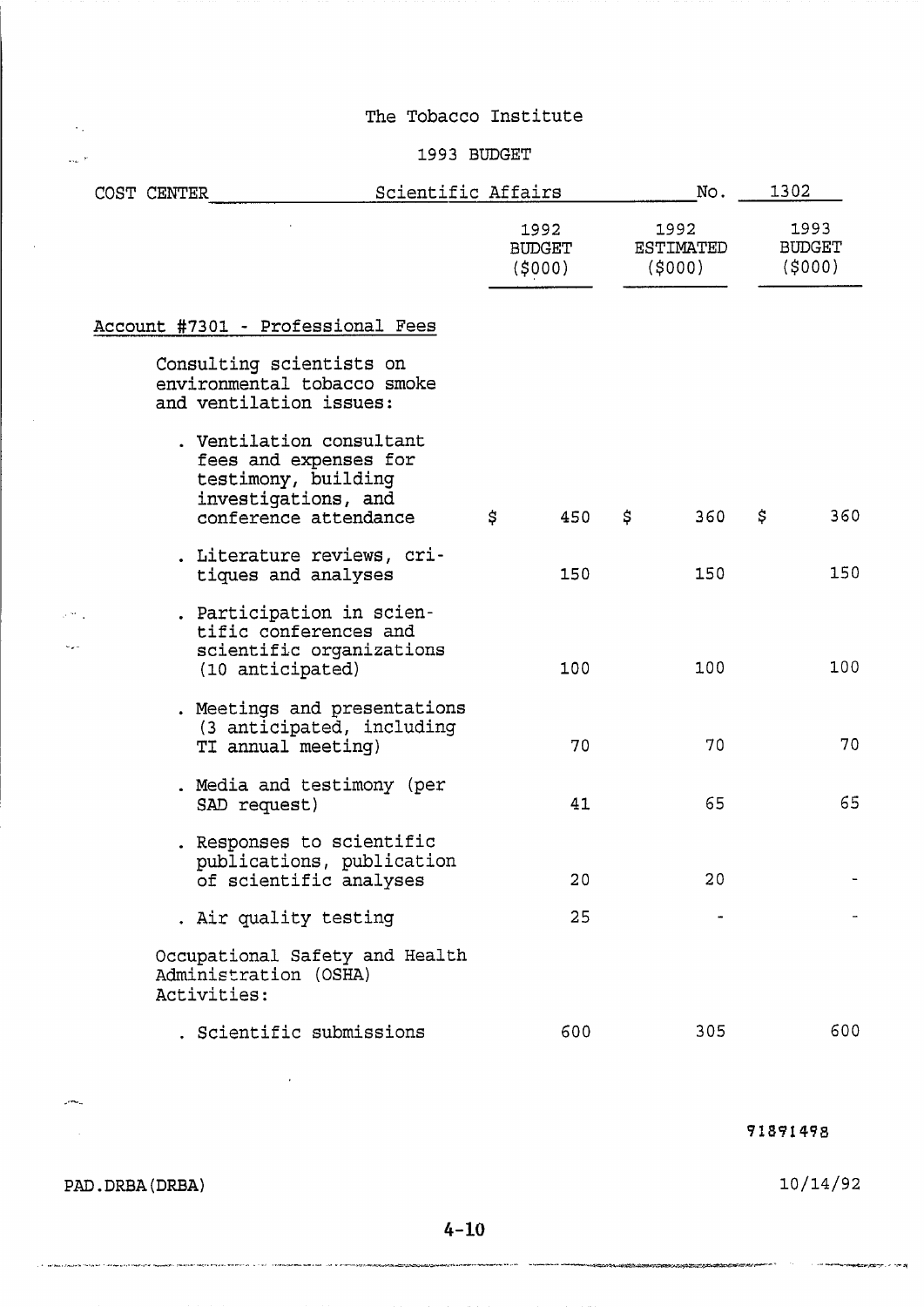The Tobacco Institute

1993 BUDGET

COST CENTER Scientific Affairs No. 1302

| | 1992 BUDGET ($000) | 1992 ESTIMATED ($000) | 1993 BUDGET ($000) |
|---|---|---|---|
| **Account #7301 - Professional Fees** | | | |
| Consulting scientists on environmental tobacco smoke and ventilation issues: | | | |
| . Ventilation consultant fees and expenses for testimony, building investigations, and conference attendance | $ 450 | $ 360 | $ 360 |
| . Literature reviews, critiques and analyses | 150 | 150 | 150 |
| . Participation in scientific conferences and scientific organizations (10 anticipated) | 100 | 100 | 100 |
| . Meetings and presentations (3 anticipated, including TI annual meeting) | 70 | 70 | 70 |
| . Media and testimony (per SAD request) | 41 | 65 | 65 |
| . Responses to scientific publications, publication of scientific analyses | 20 | 20 | - |
| . Air quality testing | 25 | - | - |
| Occupational Safety and Health Administration (OSHA) Activities: | | | |
| . Scientific submissions | 600 | 305 | 600 |

71891498

PAD.DRBA(DRBA) 10/14/92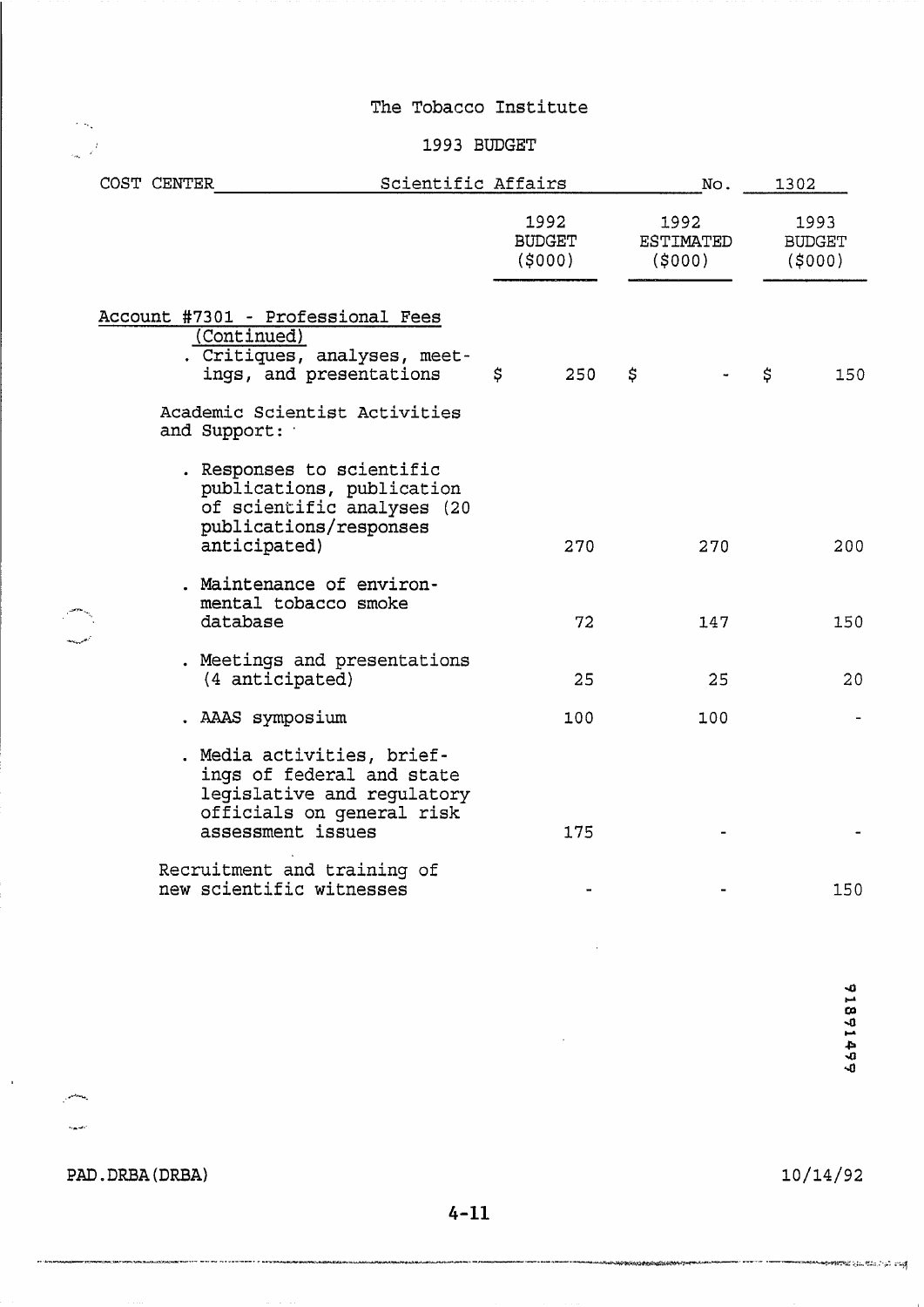The Tobacco Institute

1993 BUDGET

COST CENTER Scientific Affairs No. 1302

| | 1992 BUDGET ($000) | 1992 ESTIMATED ($000) | 1993 BUDGET ($000) |
|---|---|---|---|
| **Account #7301 - Professional Fees (Continued)** | | | |
| . Critiques, analyses, meetings, and presentations | $ 250 | $ - | $ 150 |
| Academic Scientist Activities and Support: | | | |
| . Responses to scientific publications, publication of scientific analyses (20 publications/responses anticipated) | 270 | 270 | 200 |
| . Maintenance of environmental tobacco smoke database | 72 | 147 | 150 |
| . Meetings and presentations (4 anticipated) | 25 | 25 | 20 |
| . AAAS symposium | 100 | 100 | - |
| . Media activities, briefings of federal and state legislative and regulatory officials on general risk assessment issues | 175 | - | - |
| Recruitment and training of new scientific witnesses | - | - | 150 |

91891499

PAD.DRBA(DRBA) 10/14/92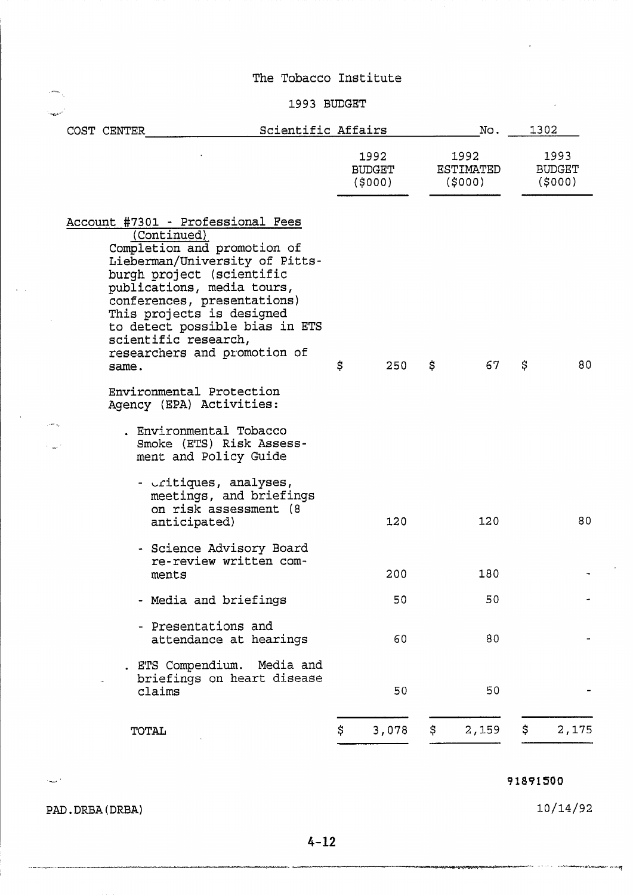The Tobacco Institute

1993 BUDGET

COST CENTER Scientific Affairs No. 1302

| | 1992 BUDGET ($000) | 1992 ESTIMATED ($000) | 1993 BUDGET ($000) |
|---|---|---|---|
| Account #7301 - Professional Fees (Continued) | | | |
| Completion and promotion of Lieberman/University of Pittsburgh project (scientific publications, media tours, conferences, presentations) This projects is designed to detect possible bias in ETS scientific research, researchers and promotion of same. | $ 250 | $ 67 | $ 80 |
| Environmental Protection Agency (EPA) Activities: | | | |
| . Environmental Tobacco Smoke (ETS) Risk Assessment and Policy Guide | | | |
| - critiques, analyses, meetings, and briefings on risk assessment (8 anticipated) | 120 | 120 | 80 |
| - Science Advisory Board re-review written comments | 200 | 180 | - |
| - Media and briefings | 50 | 50 | - |
| - Presentations and attendance at hearings | 60 | 80 | - |
| . ETS Compendium. Media and briefings on heart disease claims | 50 | 50 | - |
| TOTAL | $ 3,078 | $ 2,159 | $ 2,175 |

91891500

PAD.DRBA(DRBA) 10/14/92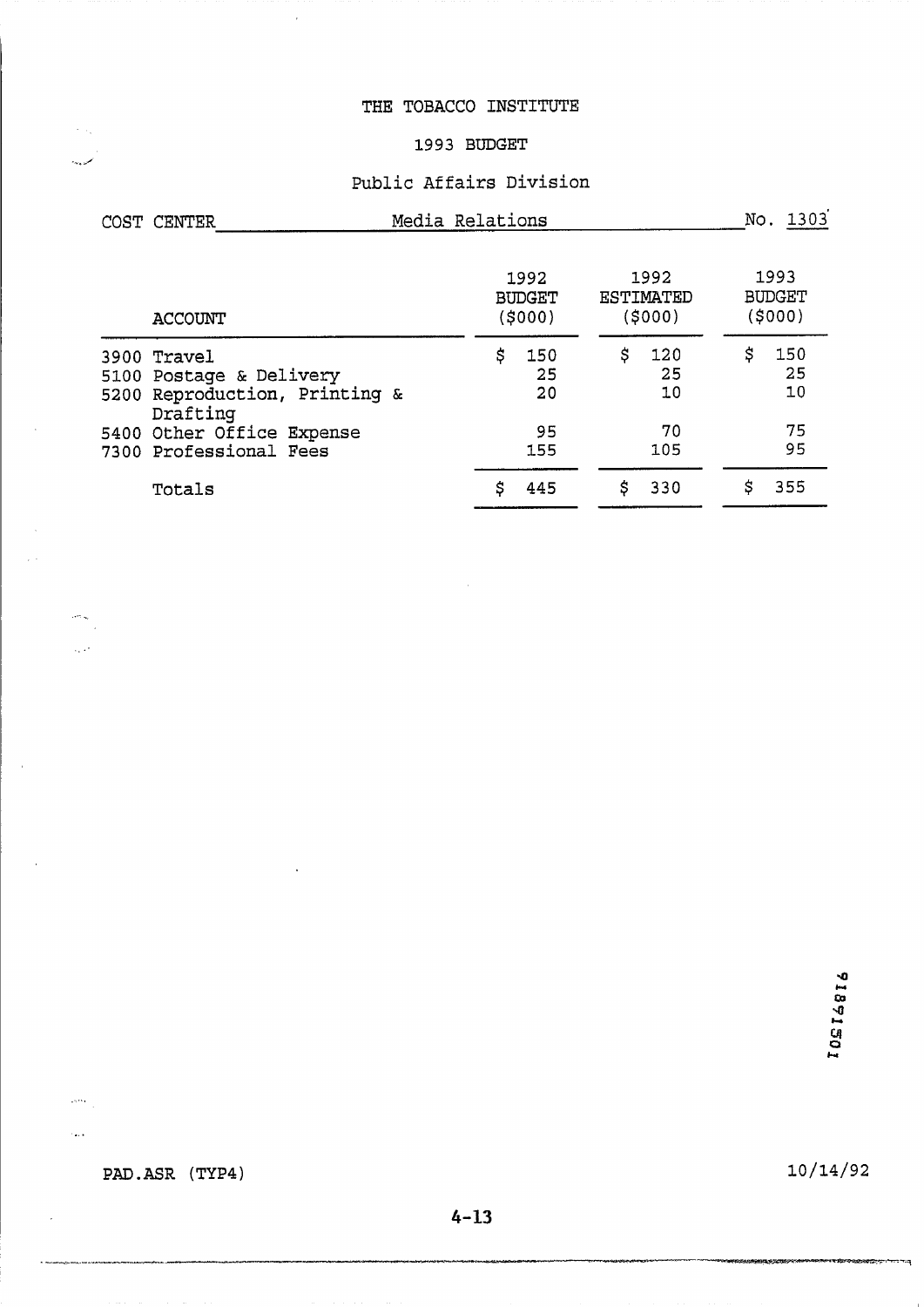# THE TOBACCO INSTITUTE

## 1993 BUDGET

### Public Affairs Division

COST CENTER Media Relations No. 1303

| ACCOUNT | 1992 BUDGET ($000) | 1992 ESTIMATED ($000) | 1993 BUDGET ($000) |
|---|---|---|---|
| 3900 Travel | $ 150 | $ 120 | $ 150 |
| 5100 Postage & Delivery | 25 | 25 | 25 |
| 5200 Reproduction, Printing & Drafting | 20 | 10 | 10 |
| 5400 Other Office Expense | 95 | 70 | 75 |
| 7300 Professional Fees | 155 | 105 | 95 |
| Totals | $ 445 | $ 330 | $ 355 |

TI01871501

PAD.ASR (TYP4)

10/14/92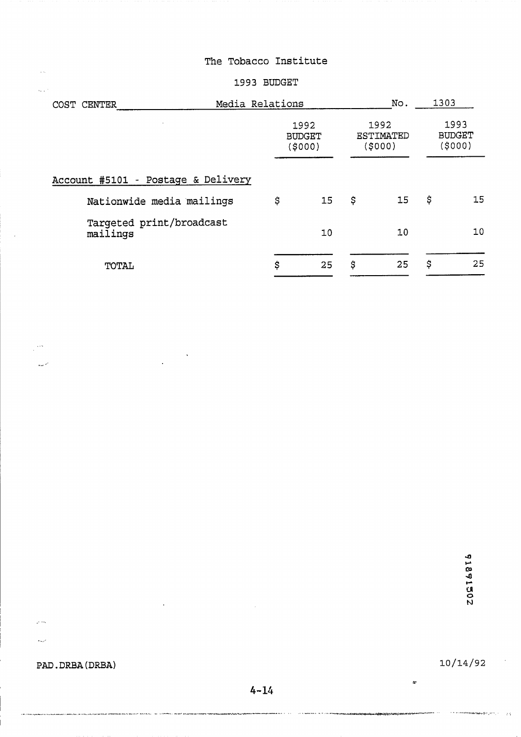# The Tobacco Institute

## 1993 BUDGET

COST CENTER Media Relations No. 1303

| | 1992 BUDGET ($000) | 1992 ESTIMATED ($000) | 1993 BUDGET ($000) |
|---|---|---|---|
| Account #5101 - Postage & Delivery | | | |
| Nationwide media mailings | $ 15 | $ 15 | $ 15 |
| Targeted print/broadcast mailings | 10 | 10 | 10 |
| TOTAL | $ 25 | $ 25 | $ 25 |

2015918

PAD.DRBA(DRBA) 10/14/92

4-14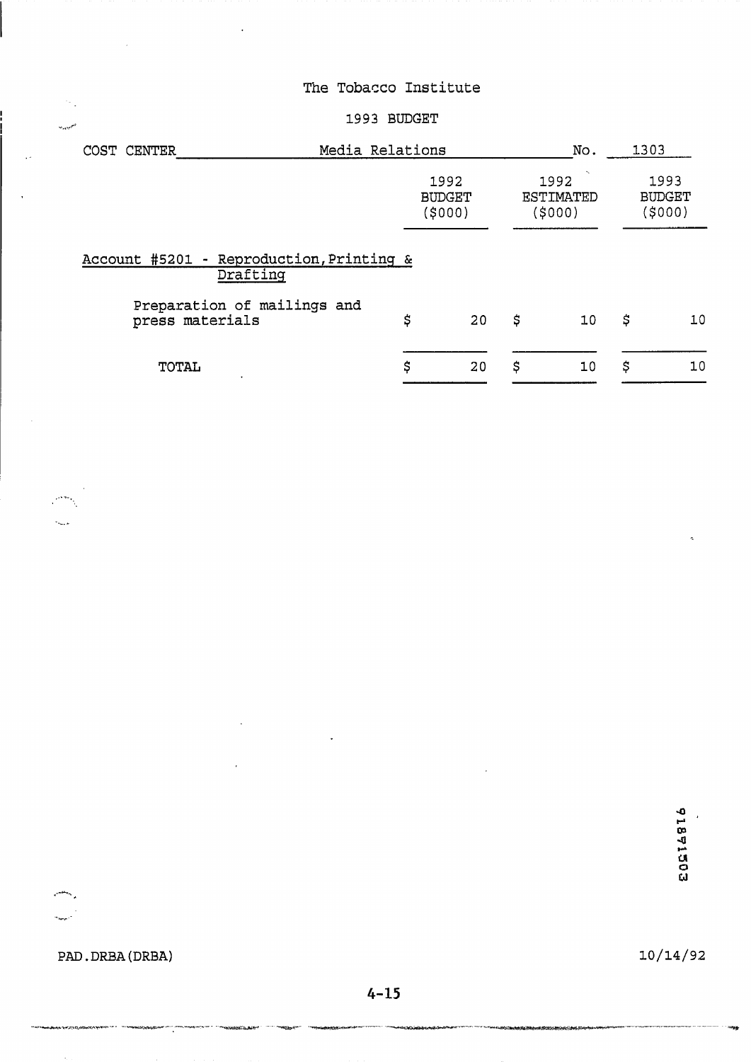# The Tobacco Institute

## 1993 BUDGET

COST CENTER Media Relations No. 1303

| | 1992 BUDGET ($000) | 1992 ESTIMATED ($000) | 1993 BUDGET ($000) |
|---|---|---|---|
| Account #5201 - Reproduction, Printing & Drafting | | | |
| Preparation of mailings and press materials | $ 20 | $ 10 | $ 10 |
| TOTAL | $ 20 | $ 10 | $ 10 |

PAD.DRBA(DRBA) 10/14/92

91841503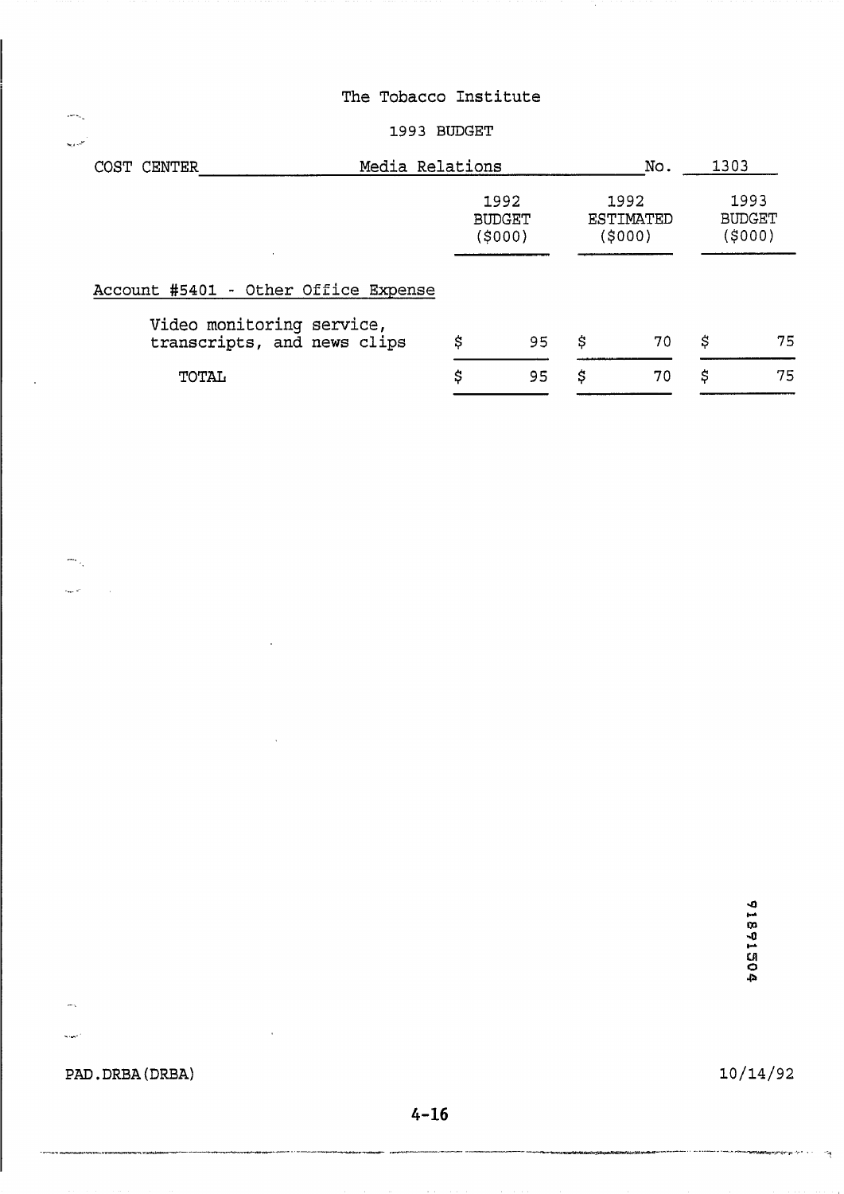The Tobacco Institute

1993 BUDGET

COST CENTER Media Relations No. 1303

| | 1992 BUDGET ($000) | 1992 ESTIMATED ($000) | 1993 BUDGET ($000) |
|---|---|---|---|
| Account #5401 - Other Office Expense | | | |
| Video monitoring service, transcripts, and news clips | $ 95 | $ 70 | $ 75 |
| TOTAL | $ 95 | $ 70 | $ 75 |

91871504

PAD.DRBA(DRBA) 10/14/92

4-16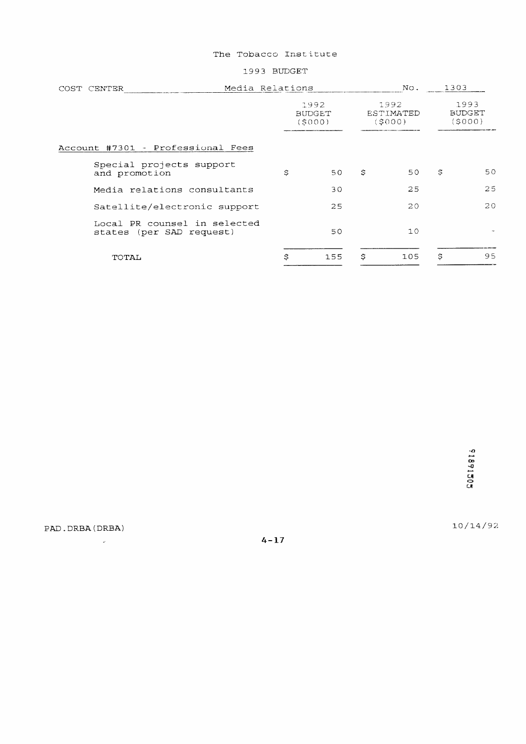The Tobacco Institute

1993 BUDGET

COST CENTER Media Relations No. 1303

| | 1992 BUDGET ($000) | 1992 ESTIMATED ($000) | 1993 BUDGET ($000) |
|---|---|---|---|
| Account #7301 - Professional Fees | | | |
| Special projects support and promotion | $ 50 | $ 50 | $ 50 |
| Media relations consultants | 30 | 25 | 25 |
| Satellite/electronic support | 25 | 20 | 20 |
| Local PR counsel in selected states (per SAD request) | 50 | 10 | - |
| TOTAL | $ 155 | $ 105 | $ 95 |

TI891503

PAD.DRBA(DRBA) 10/14/92

4-17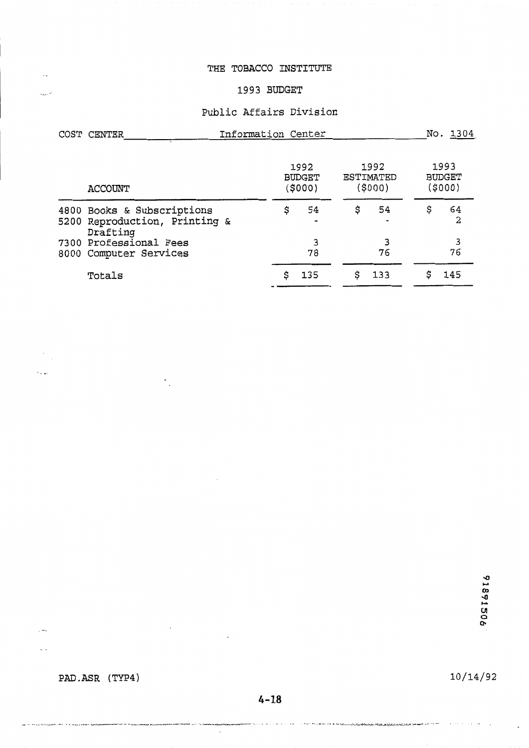THE TOBACCO INSTITUTE

1993 BUDGET

Public Affairs Division

COST CENTER Information Center No. 1304

| ACCOUNT | 1992 BUDGET ($000) | 1992 ESTIMATED ($000) | 1993 BUDGET ($000) |
|---|---|---|---|
| 4800 Books & Subscriptions | $ 54 | $ 54 | $ 64 |
| 5200 Reproduction, Printing & Drafting | - | - | 2 |
| 7300 Professional Fees | 3 | 3 | 3 |
| 8000 Computer Services | 78 | 76 | 76 |
| Totals | $ 135 | $ 133 | $ 145 |

PAD.ASR (TYP4) 10/14/92

91891506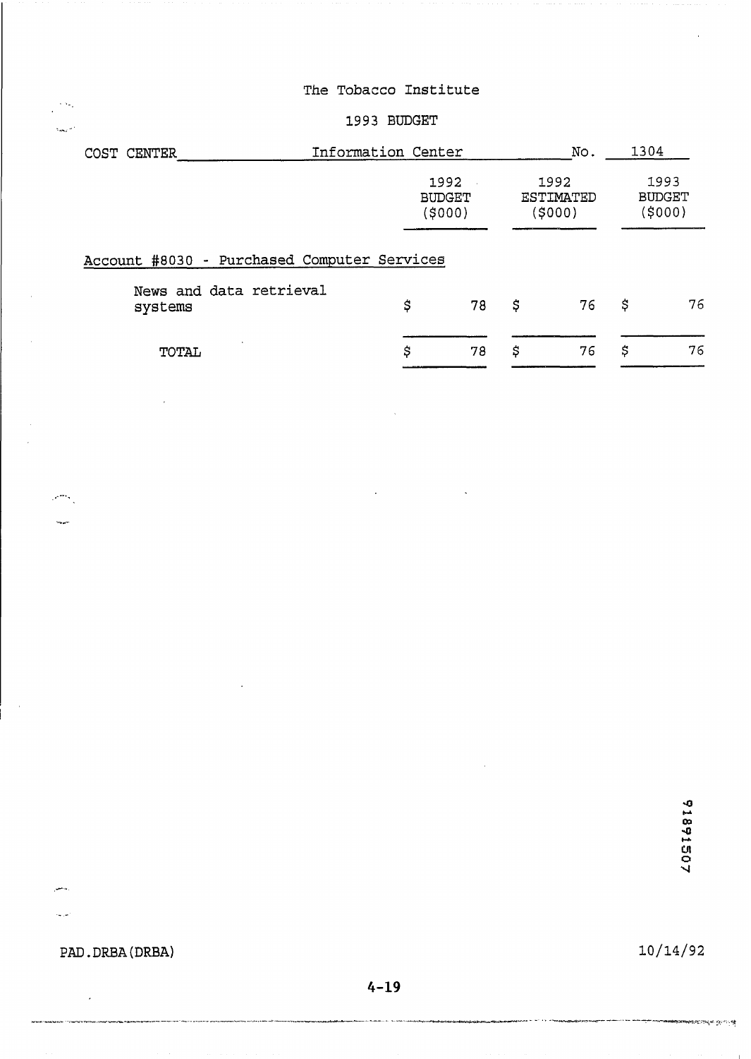The Tobacco Institute

1993 BUDGET

COST CENTER Information Center No. 1304

| | 1992 BUDGET ($000) | 1992 ESTIMATED ($000) | 1993 BUDGET ($000) |
|---|---|---|---|
| Account #8030 - Purchased Computer Services | | | |
| News and data retrieval systems | $ 78 | $ 76 | $ 76 |
| TOTAL | $ 78 | $ 76 | $ 76 |

91891507

PAD.DRBA(DRBA) 10/14/92

4-19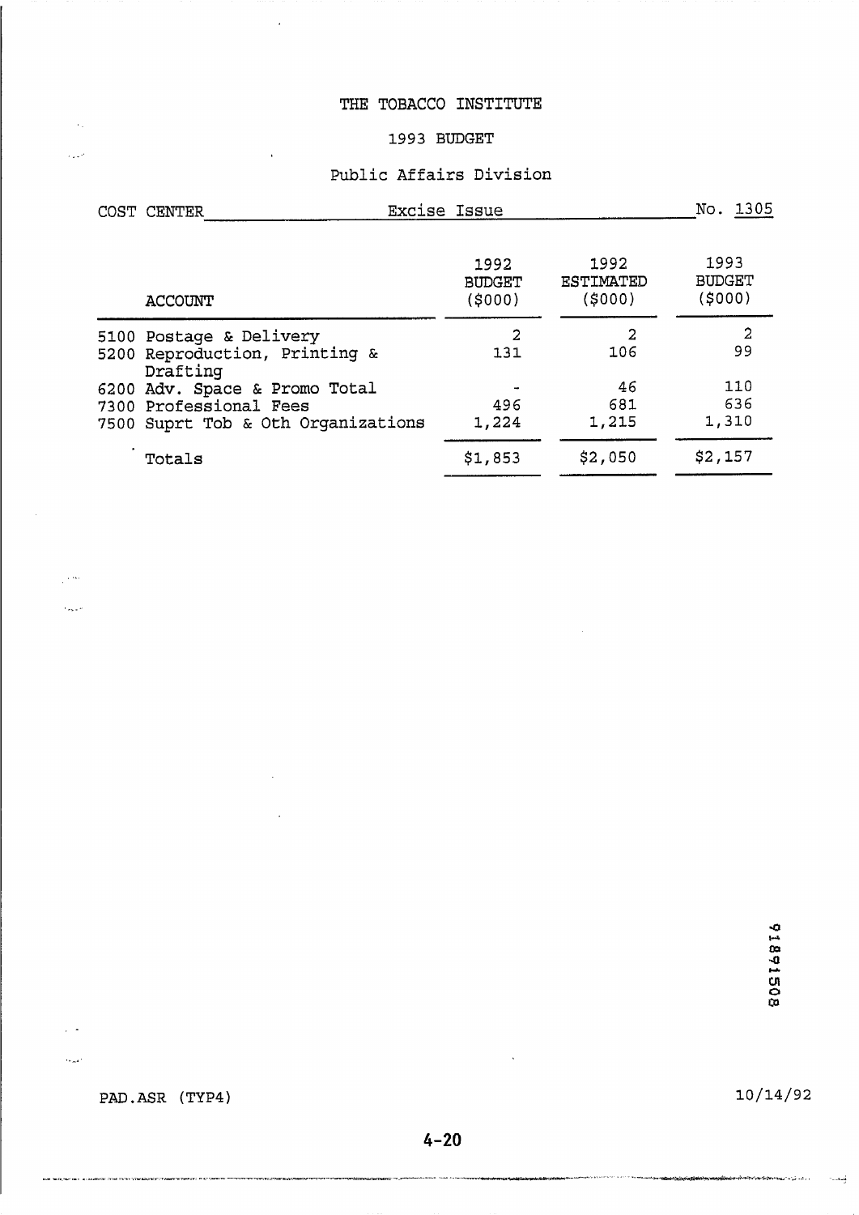# THE TOBACCO INSTITUTE

## 1993 BUDGET

### Public Affairs Division

COST CENTER Excise Issue No. 1305

| ACCOUNT | 1992 BUDGET ($000) | 1992 ESTIMATED ($000) | 1993 BUDGET ($000) |
|---|---|---|---|
| 5100 Postage & Delivery | 2 | 2 | 2 |
| 5200 Reproduction, Printing & Drafting | 131 | 106 | 99 |
| 6200 Adv. Space & Promo Total | - | 46 | 110 |
| 7300 Professional Fees | 496 | 681 | 636 |
| 7500 Suprt Tob & Oth Organizations | 1,224 | 1,215 | 1,310 |
| Totals | $1,853 | $2,050 | $2,157 |

91891508

PAD.ASR (TYP4) 10/14/92

4-20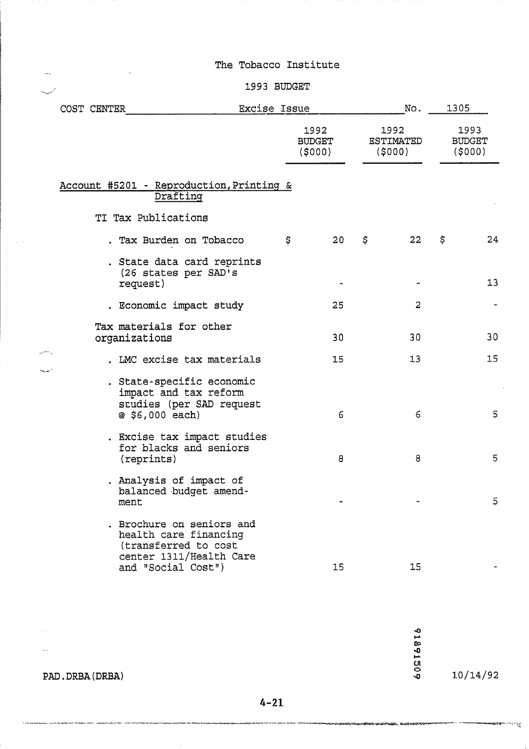The Tobacco Institute

1993 BUDGET

COST CENTER Excise Issue No. 1305

| | 1992 BUDGET ($000) | 1992 ESTIMATED ($000) | 1993 BUDGET ($000) |
|---|---|---|---|
| Account #5201 - Reproduction, Printing & Drafting | | | |
| TI Tax Publications | | | |
| . Tax Burden on Tobacco | $ 20 | $ 22 | $ 24 |
| . State data card reprints (26 states per SAD's request) | - | - | 13 |
| . Economic impact study | 25 | 2 | - |
| Tax materials for other organizations | 30 | 30 | 30 |
| . LMC excise tax materials | 15 | 13 | 15 |
| . State-specific economic impact and tax reform studies (per SAD request @ $6,000 each) | 6 | 6 | 5 |
| . Excise tax impact studies for blacks and seniors (reprints) | 8 | 8 | 5 |
| . Analysis of impact of balanced budget amendment | - | - | 5 |
| . Brochure on seniors and health care financing (transferred to cost center 1311/Health Care and "Social Cost") | 15 | 15 | - |

PAD.DRBA(DRBA) 10/14/92

4-21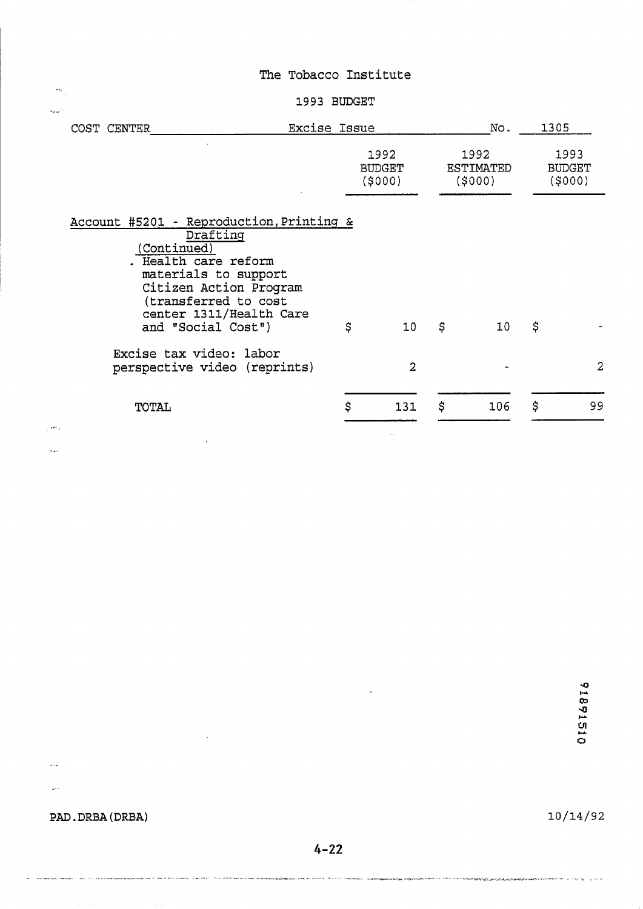The Tobacco Institute

1993 BUDGET

COST CENTER Excise Issue No. 1305

| | 1992 BUDGET ($000) | 1992 ESTIMATED ($000) | 1993 BUDGET ($000) |
|---|---|---|---|
| **Account #5201 - Reproduction, Printing & Drafting (Continued)** | | | |
| . Health care reform materials to support Citizen Action Program (transferred to cost center 1311/Health Care and "Social Cost") | $ 10 | $ 10 | $ - |
| Excise tax video: labor perspective video (reprints) | 2 | - | 2 |
| TOTAL | $ 131 | $ 106 | $ 99 |

91891510

PAD.DRBA(DRBA) 10/14/92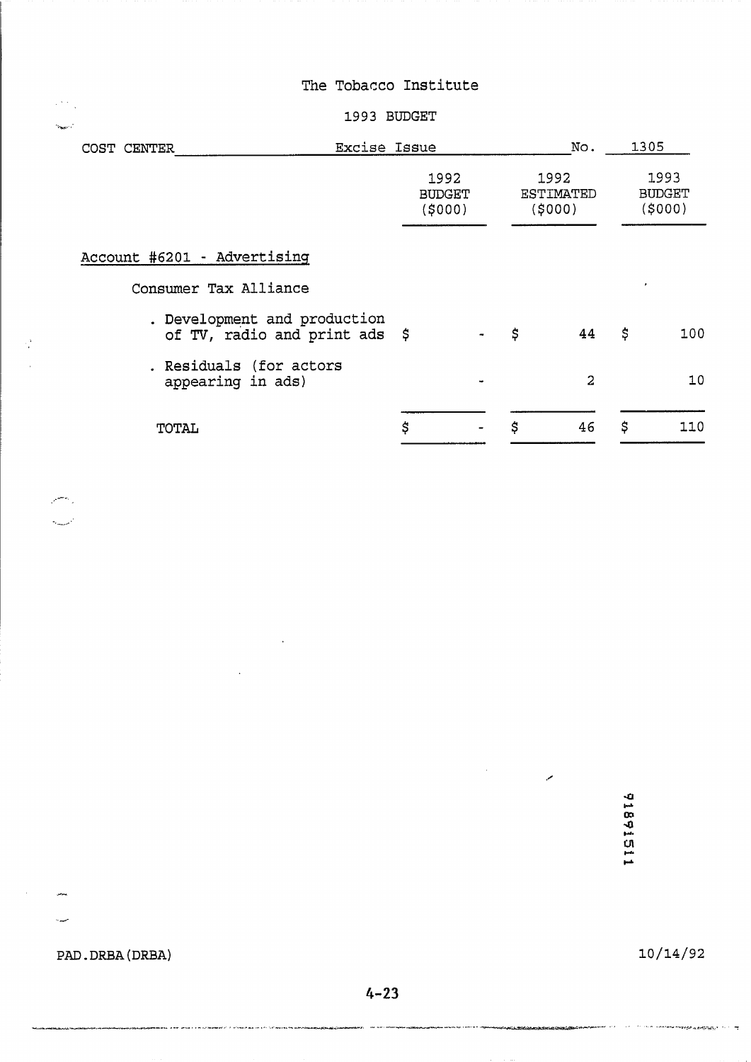The Tobacco Institute

1993 BUDGET

COST CENTER Excise Issue No. 1305

| | 1992 BUDGET ($000) | 1992 ESTIMATED ($000) | 1993 BUDGET ($000) |
|---|---|---|---|
| Account #6201 - Advertising | | | |
| Consumer Tax Alliance | | | |
| . Development and production of TV, radio and print ads | $ - | $ 44 | $ 100 |
| . Residuals (for actors appearing in ads) | - | 2 | 10 |
| TOTAL | $ - | $ 46 | $ 110 |

91891511

PAD.DRBA(DRBA) 10/14/92

4-23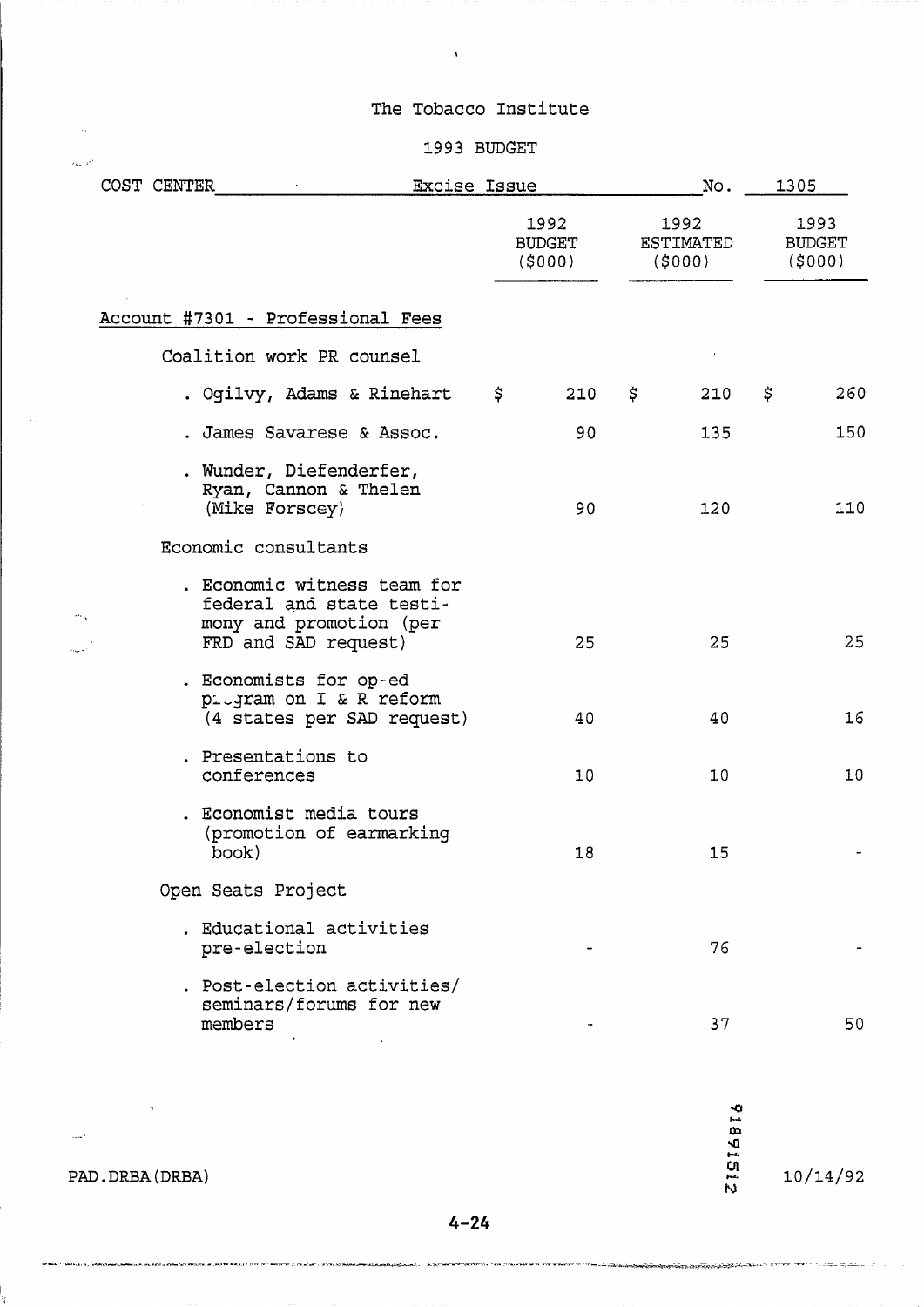The Tobacco Institute

1993 BUDGET

COST CENTER Excise Issue No. 1305

| | 1992 BUDGET ($000) | 1992 ESTIMATED ($000) | 1993 BUDGET ($000) |
|---|---|---|---|
| **Account #7301 - Professional Fees** | | | |
| Coalition work PR counsel | | | |
| . Ogilvy, Adams & Rinehart | $ 210 | $ 210 | $ 260 |
| . James Savarese & Assoc. | 90 | 135 | 150 |
| . Wunder, Diefenderfer, Ryan, Cannon & Thelen (Mike Forscey) | 90 | 120 | 110 |
| Economic consultants | | | |
| . Economic witness team for federal and state testimony and promotion (per FRD and SAD request) | 25 | 25 | 25 |
| . Economists for op-ed program on I & R reform (4 states per SAD request) | 40 | 40 | 16 |
| . Presentations to conferences | 10 | 10 | 10 |
| . Economist media tours (promotion of earmarking book) | 18 | 15 | - |
| Open Seats Project | | | |
| . Educational activities pre-election | - | 76 | - |
| . Post-election activities/ seminars/forums for new members | - | 37 | 50 |

PAD.DRBA(DRBA)

91891512

10/14/92

4-24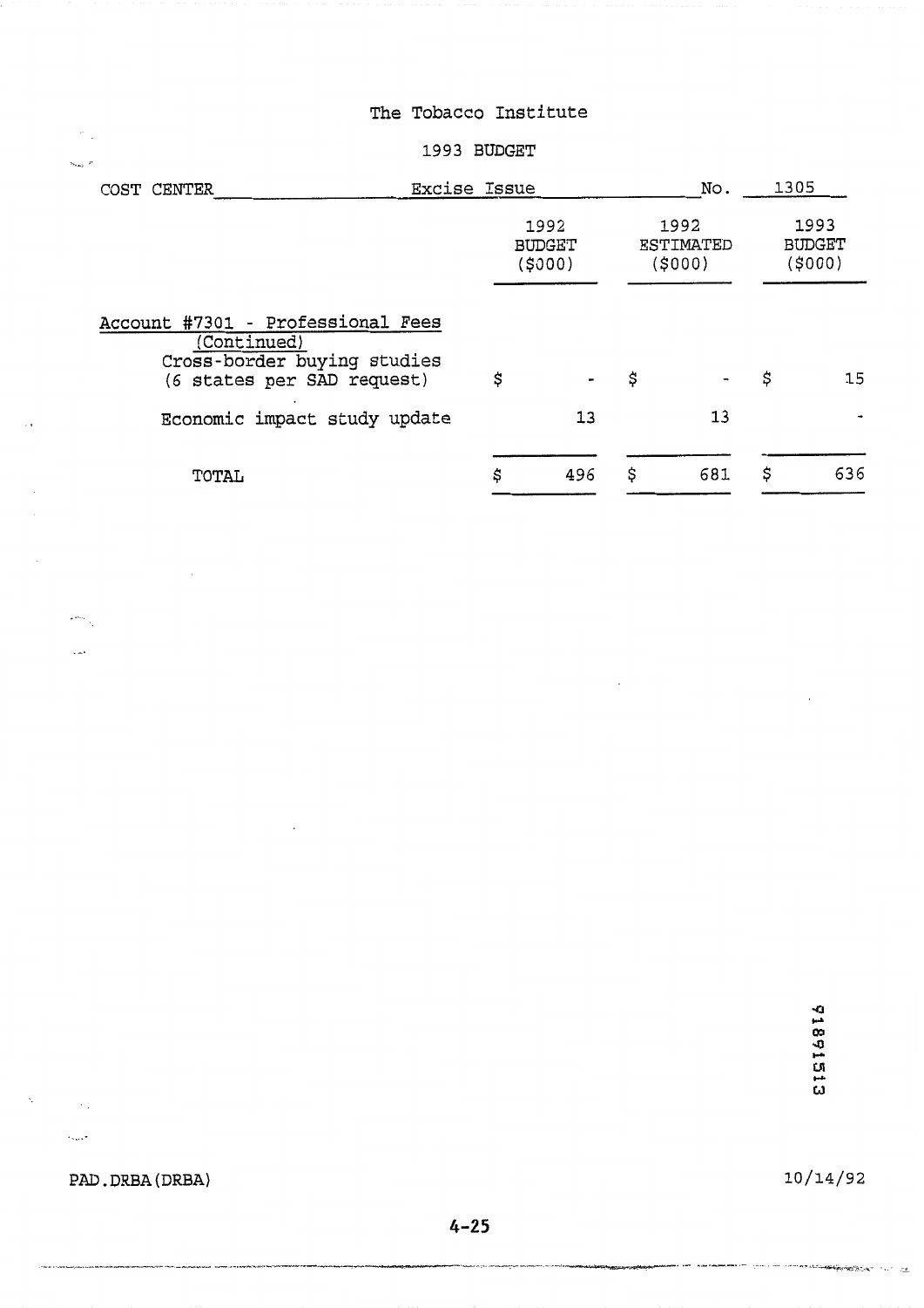The Tobacco Institute

1993 BUDGET

| COST CENTER Excise Issue No. 1305 | 1992 BUDGET ($000) | 1992 ESTIMATED ($000) | 1993 BUDGET ($000) |
|---|---|---|---|
| Account #7301 - Professional Fees (Continued) | | | |
| Cross-border buying studies (6 states per SAD request) | $ - | $ - | $ 15 |
| Economic impact study update | 13 | 13 | - |
| TOTAL | $ 496 | $ 681 | $ 636 |

91891513

PAD.DRBA(DRBA)

10/14/92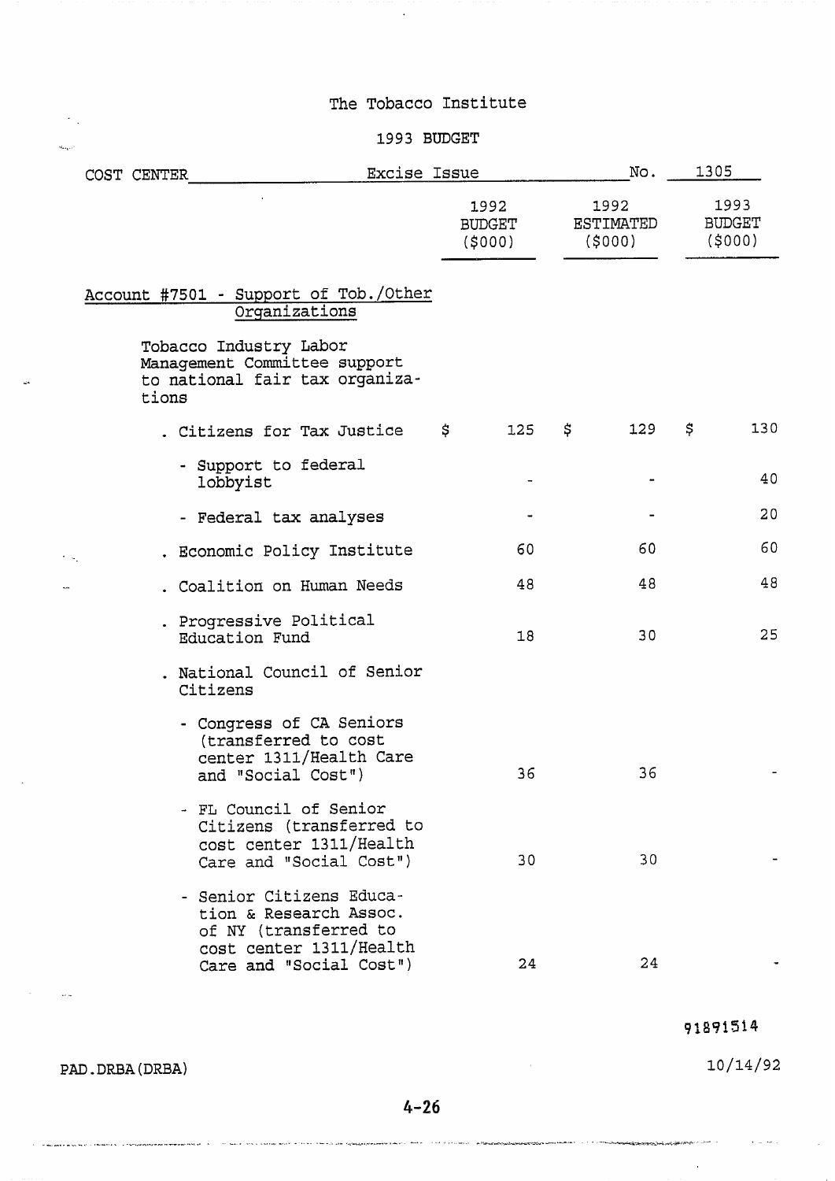The Tobacco Institute

1993 BUDGET

COST CENTER Excise Issue No. 1305

| | 1992 BUDGET ($000) | 1992 ESTIMATED ($000) | 1993 BUDGET ($000) |
|---|---|---|---|
| Account #7501 - Support of Tob./Other Organizations | | | |
| Tobacco Industry Labor Management Committee support to national fair tax organizations | | | |
| . Citizens for Tax Justice | $ 125 | $ 129 | $ 130 |
| - Support to federal lobbyist | - | - | 40 |
| - Federal tax analyses | - | - | 20 |
| . Economic Policy Institute | 60 | 60 | 60 |
| . Coalition on Human Needs | 48 | 48 | 48 |
| . Progressive Political Education Fund | 18 | 30 | 25 |
| . National Council of Senior Citizens | | | |
| - Congress of CA Seniors (transferred to cost center 1311/Health Care and "Social Cost") | 36 | 36 | - |
| - FL Council of Senior Citizens (transferred to cost center 1311/Health Care and "Social Cost") | 30 | 30 | - |
| - Senior Citizens Education & Research Assoc. of NY (transferred to cost center 1311/Health Care and "Social Cost") | 24 | 24 | - |

91891514

PAD.DRBA(DRBA) 10/14/92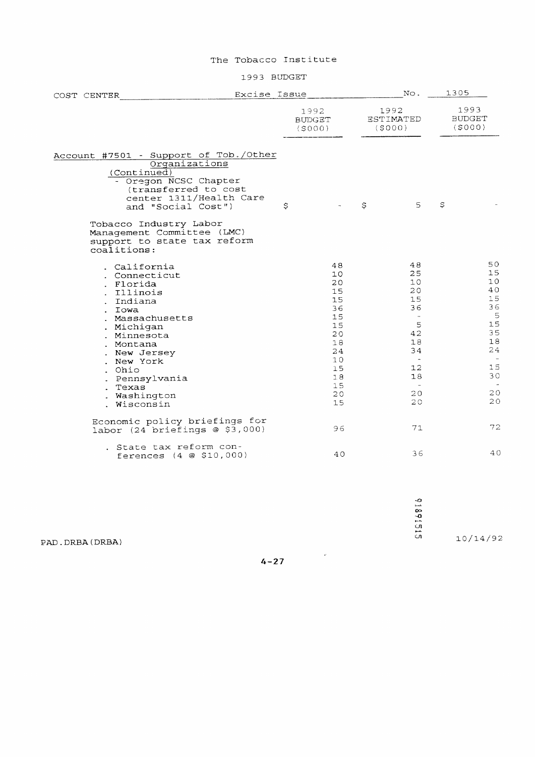The Tobacco Institute

1993 BUDGET

COST CENTER Excise Issue No. 1305

| | 1992 BUDGET ($000) | 1992 ESTIMATED ($000) | 1993 BUDGET ($000) |
|---|---|---|---|
| Account #7501 - Support of Tob./Other Organizations (Continued) | | | |
| - Oregon NCSC Chapter (transferred to cost center 1311/Health Care and "Social Cost") | $ - | $ 5 | $ - |
| Tobacco Industry Labor Management Committee (LMC) support to state tax reform coalitions: | | | |
| . California | 48 | 48 | 50 |
| . Connecticut | 10 | 25 | 15 |
| . Florida | 20 | 10 | 10 |
| . Illinois | 15 | 20 | 40 |
| . Indiana | 15 | 15 | 15 |
| . Iowa | 36 | 36 | 36 |
| . Massachusetts | 15 | - | 5 |
| . Michigan | 15 | 5 | 15 |
| . Minnesota | 20 | 42 | 35 |
| . Montana | 18 | 18 | 18 |
| . New Jersey | 24 | 34 | 24 |
| . New York | 10 | - | - |
| . Ohio | 15 | 12 | 15 |
| . Pennsylvania | 18 | 18 | 30 |
| . Texas | 15 | - | - |
| . Washington | 20 | 20 | 20 |
| . Wisconsin | 15 | 20 | 20 |
| Economic policy briefings for labor (24 briefings @ $3,000) | 96 | 71 | 72 |
| . State tax reform conferences (4 @ $10,000) | 40 | 36 | 40 |

PAD.DRBA(DRBA)

10/14/92

91891515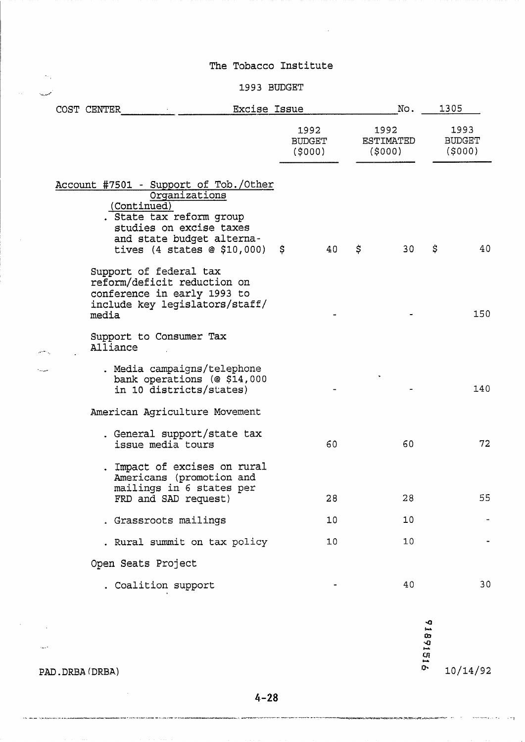The Tobacco Institute

1993 BUDGET

COST CENTER Excise Issue No. 1305

| | 1992 BUDGET ($000) | 1992 ESTIMATED ($000) | 1993 BUDGET ($000) |
|---|---|---|---|
| Account #7501 - Support of Tob./Other Organizations (Continued) | | | |
| . State tax reform group studies on excise taxes and state budget alternatives (4 states @ $10,000) | $ 40 | $ 30 | $ 40 |
| Support of federal tax reform/deficit reduction on conference in early 1993 to include key legislators/staff/media | - | - | 150 |
| Support to Consumer Tax Alliance | | | |
| . Media campaigns/telephone bank operations (@ $14,000 in 10 districts/states) | - | - | 140 |
| American Agriculture Movement | | | |
| . General support/state tax issue media tours | 60 | 60 | 72 |
| . Impact of excises on rural Americans (promotion and mailings in 6 states per FRD and SAD request) | 28 | 28 | 55 |
| . Grassroots mailings | 10 | 10 | - |
| . Rural summit on tax policy | 10 | 10 | - |
| Open Seats Project | | | |
| . Coalition support | - | 40 | 30 |

PAD.DRBA(DRBA)

TI18915156

10/14/92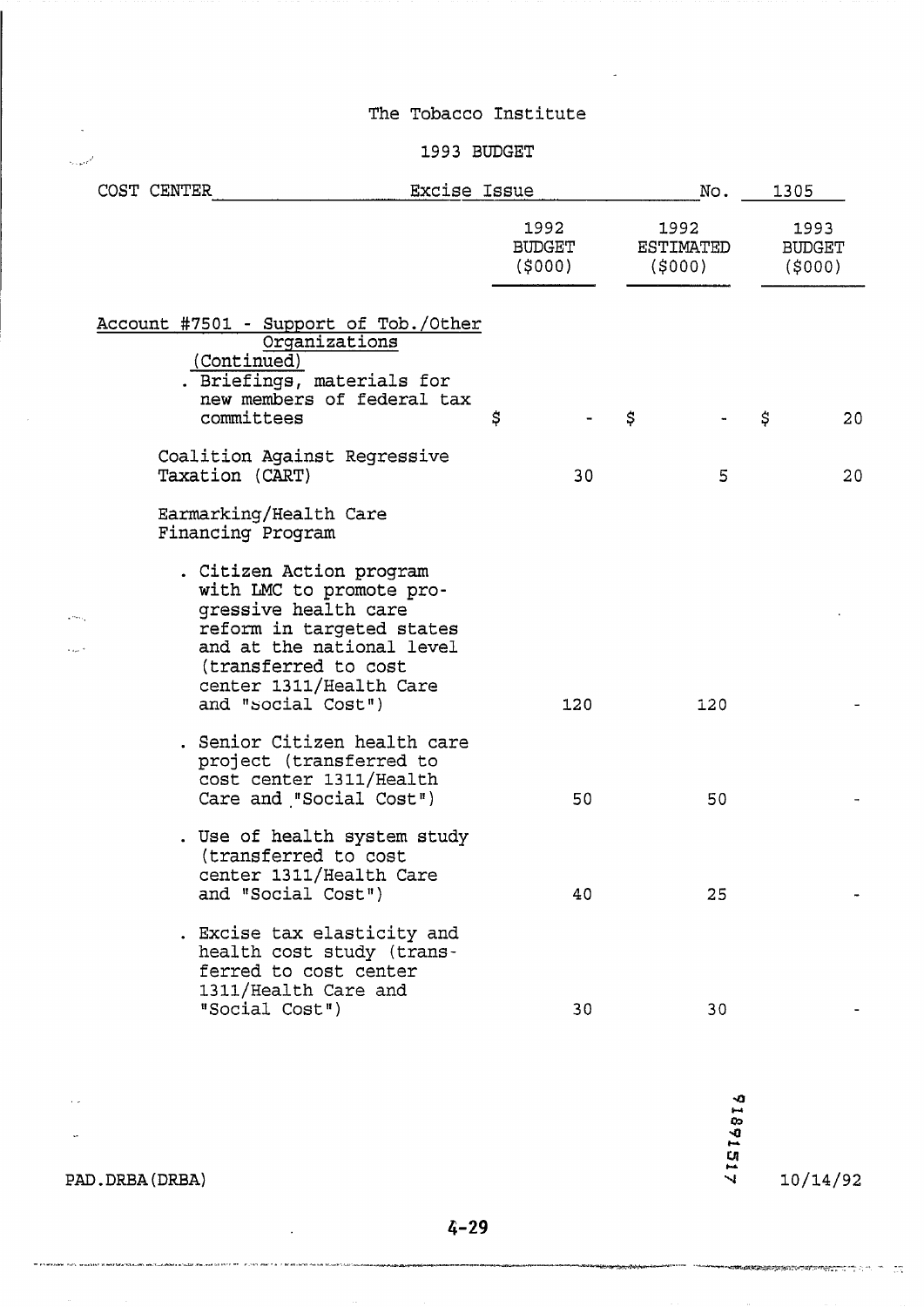The Tobacco Institute

1993 BUDGET

COST CENTER Excise Issue No. 1305

| | 1992 BUDGET ($000) | 1992 ESTIMATED ($000) | 1993 BUDGET ($000) |
|---|---|---|---|
| Account #7501 - Support of Tob./Other Organizations (Continued) | | | |
| . Briefings, materials for new members of federal tax committees | $ - | $ - | $ 20 |
| Coalition Against Regressive Taxation (CART) | 30 | 5 | 20 |
| Earmarking/Health Care Financing Program | | | |
| . Citizen Action program with LMC to promote progressive health care reform in targeted states and at the national level (transferred to cost center 1311/Health Care and "Social Cost") | 120 | 120 | - |
| . Senior Citizen health care project (transferred to cost center 1311/Health Care and "Social Cost") | 50 | 50 | - |
| . Use of health system study (transferred to cost center 1311/Health Care and "Social Cost") | 40 | 25 | - |
| . Excise tax elasticity and health cost study (transferred to cost center 1311/Health Care and "Social Cost") | 30 | 30 | - |

PAD.DRBA(DRBA) 10/14/92

TI8915176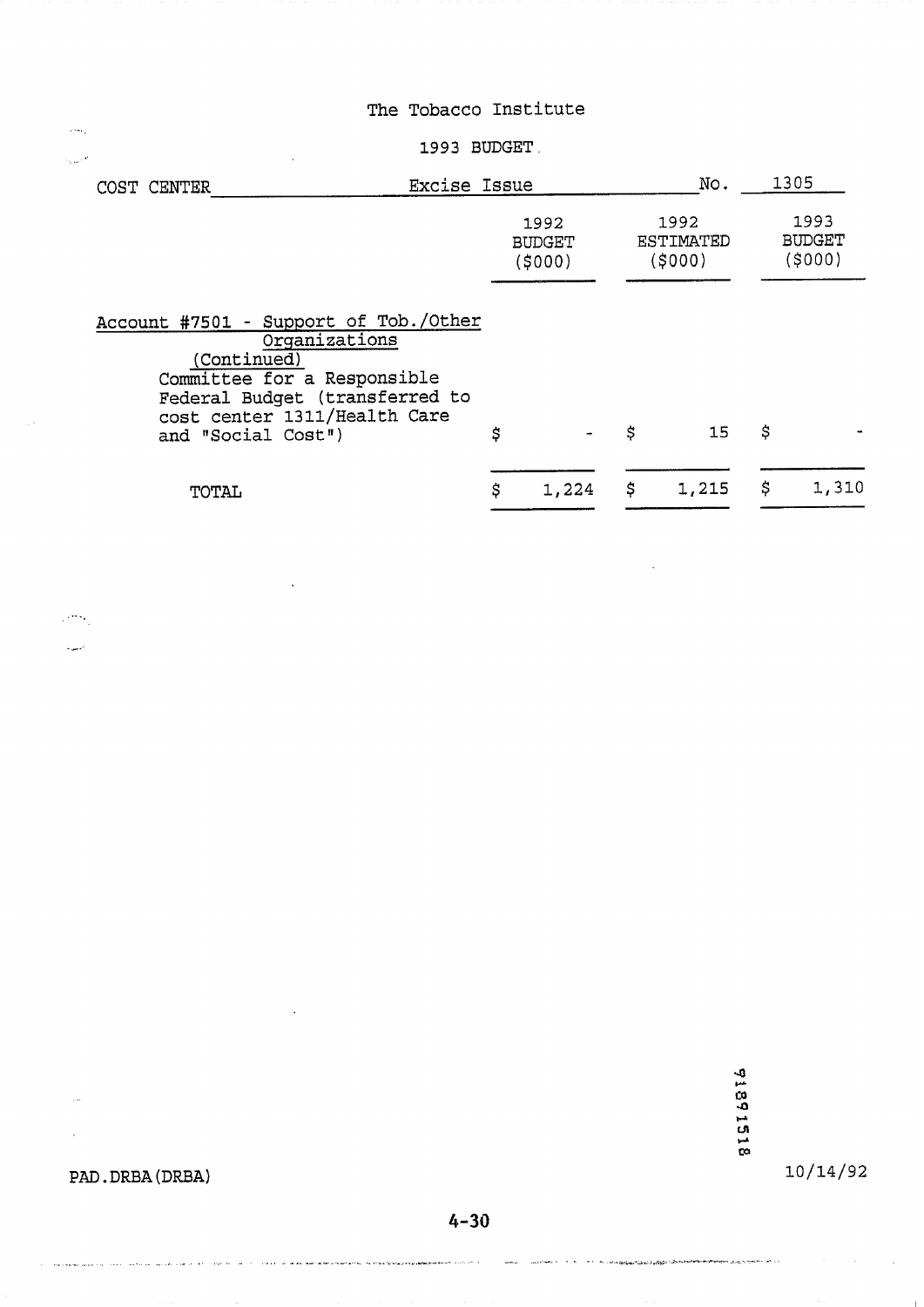The Tobacco Institute

1993 BUDGET

COST CENTER Excise Issue No. 1305

| | 1992 BUDGET ($000) | 1992 ESTIMATED ($000) | 1993 BUDGET ($000) |
|---|---|---|---|
| Account #7501 - Support of Tob./Other Organizations (Continued) | | | |
| Committee for a Responsible Federal Budget (transferred to cost center 1311/Health Care and "Social Cost") | $ - | $ 15 | $ - |
| TOTAL | $ 1,224 | $ 1,215 | $ 1,310 |

91891518

PAD.DRBA(DRBA) 10/14/92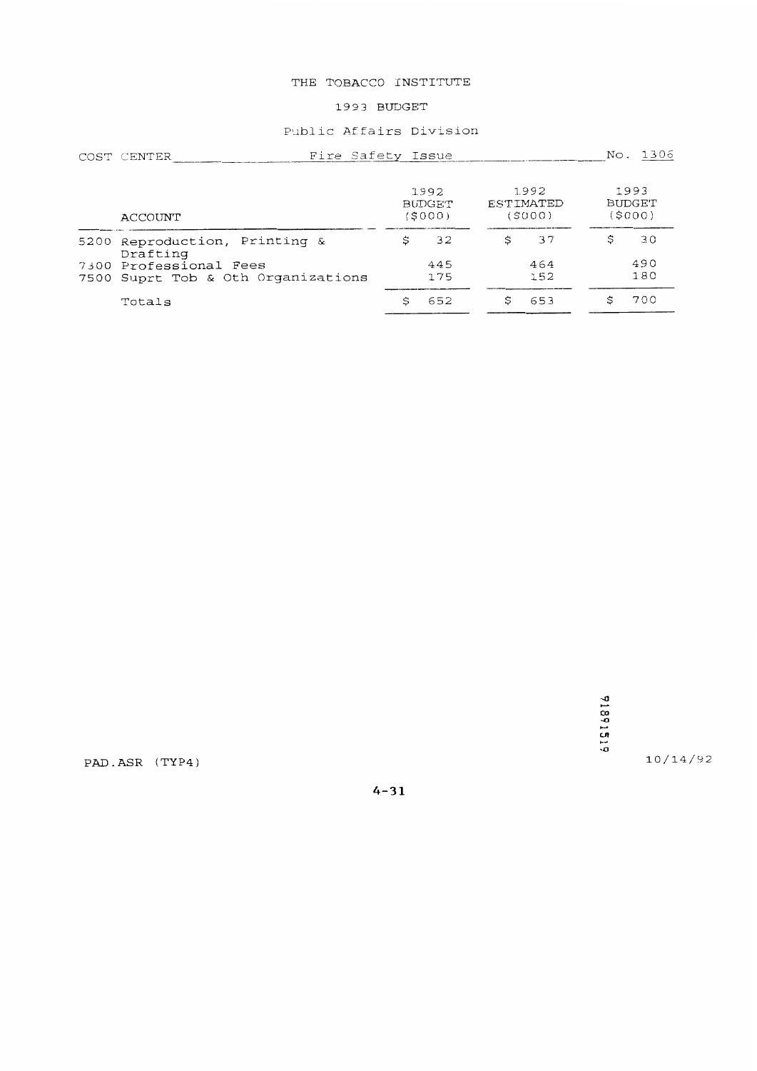# THE TOBACCO INSTITUTE

## 1993 BUDGET

### Public Affairs Division

COST CENTER Fire Safety Issue No. 1306

| ACCOUNT | 1992 BUDGET ($000) | 1992 ESTIMATED ($000) | 1993 BUDGET ($000) |
|---|---|---|---|
| 5200 Reproduction, Printing & Drafting | $ 32 | $ 37 | $ 30 |
| 7300 Professional Fees | 445 | 464 | 490 |
| 7500 Suprt Tob & Oth Organizations | 175 | 152 | 180 |
| Totals | $ 652 | $ 653 | $ 700 |

PAD.ASR (TYP4)

10/14/92

TI891519

4-31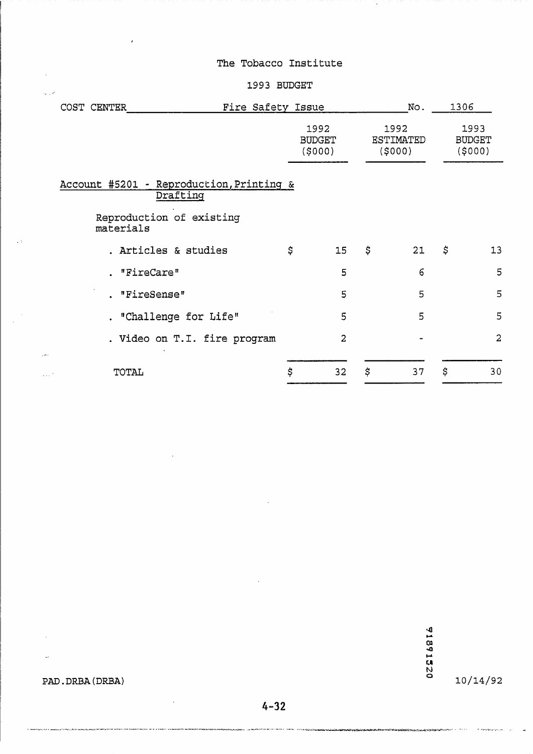The Tobacco Institute

1993 BUDGET

COST CENTER Fire Safety Issue No. 1306

| | 1992 BUDGET ($000) | 1992 ESTIMATED ($000) | 1993 BUDGET ($000) |
|---|---|---|---|
| **Account #5201 - Reproduction, Printing & Drafting** | | | |
| Reproduction of existing materials | | | |
| . Articles & studies | $ 15 | $ 21 | $ 13 |
| . "FireCare" | 5 | 6 | 5 |
| . "FireSense" | 5 | 5 | 5 |
| . "Challenge for Life" | 5 | 5 | 5 |
| . Video on T.I. fire program | 2 | - | 2 |
| TOTAL | $ 32 | $ 37 | $ 30 |

PAD.DRBA(DRBA)

10/14/92

TI8915320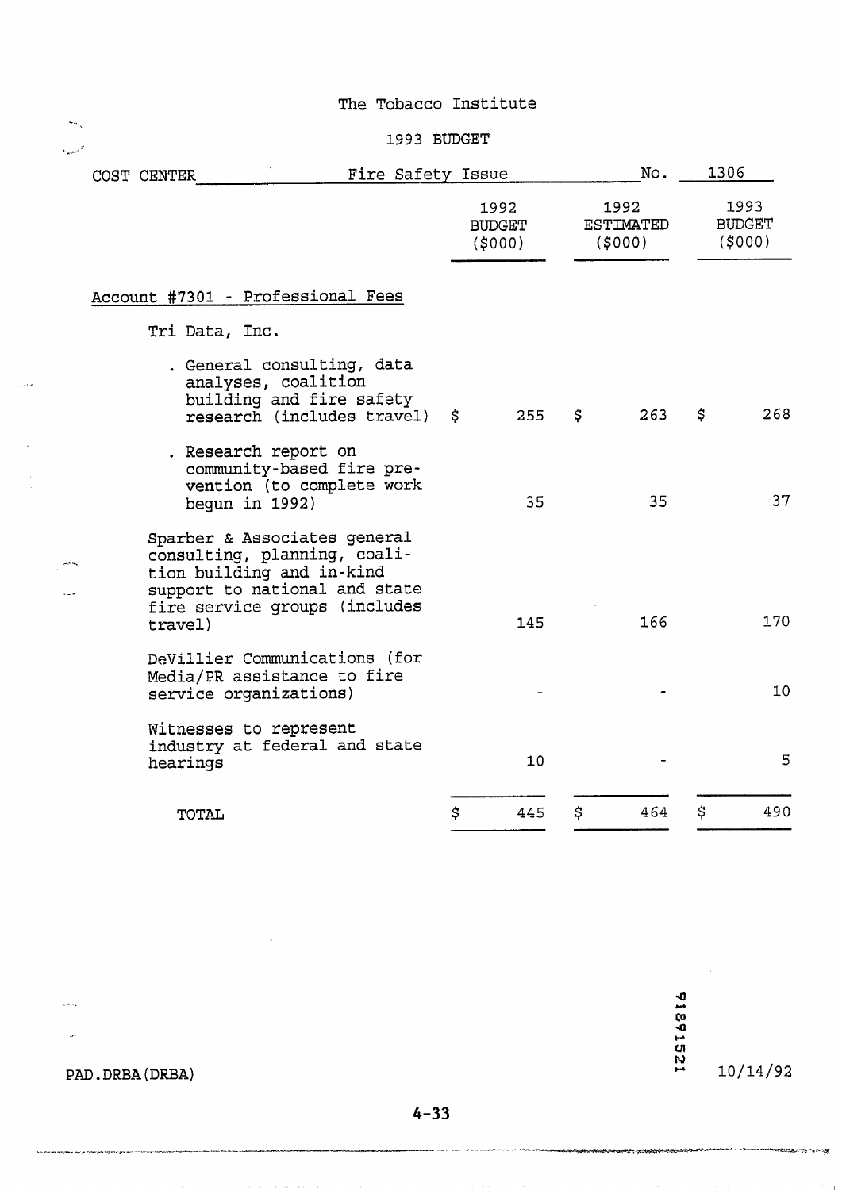The Tobacco Institute

1993 BUDGET

COST CENTER Fire Safety Issue No. 1306

| | 1992 BUDGET ($000) | 1992 ESTIMATED ($000) | 1993 BUDGET ($000) |
|---|---|---|---|
| **Account #7301 - Professional Fees** | | | |
| Tri Data, Inc. | | | |
| . General consulting, data analyses, coalition building and fire safety research (includes travel) | $ 255 | $ 263 | $ 268 |
| . Research report on community-based fire prevention (to complete work begun in 1992) | 35 | 35 | 37 |
| Sparber & Associates general consulting, planning, coalition building and in-kind support to national and state fire service groups (includes travel) | 145 | 166 | 170 |
| DeVillier Communications (for Media/PR assistance to fire service organizations) | - | - | 10 |
| Witnesses to represent industry at federal and state hearings | 10 | - | 5 |
| TOTAL | $ 445 | $ 464 | $ 490 |

PAD.DRBA(DRBA)

91891521

10/14/92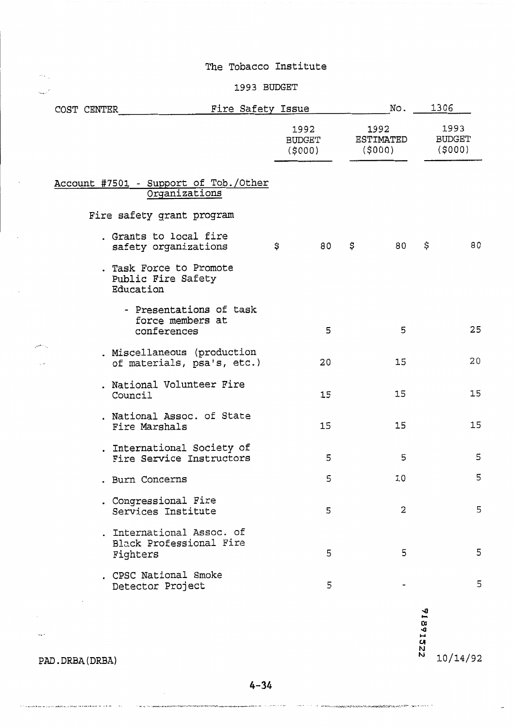# The Tobacco Institute

## 1993 BUDGET

COST CENTER Fire Safety Issue No. 1306

| | 1992 BUDGET ($000) | 1992 ESTIMATED ($000) | 1993 BUDGET ($000) |
|---|---|---|---|
| **Account #7501 - Support of Tob./Other Organizations** | | | |
| Fire safety grant program | | | |
| . Grants to local fire safety organizations | $ 80 | $ 80 | $ 80 |
| . Task Force to Promote Public Fire Safety Education | | | |
| - Presentations of task force members at conferences | 5 | 5 | 25 |
| . Miscellaneous (production of materials, psa's, etc.) | 20 | 15 | 20 |
| . National Volunteer Fire Council | 15 | 15 | 15 |
| . National Assoc. of State Fire Marshals | 15 | 15 | 15 |
| . International Society of Fire Service Instructors | 5 | 5 | 5 |
| . Burn Concerns | 5 | 10 | 5 |
| . Congressional Fire Services Institute | 5 | 2 | 5 |
| . International Assoc. of Black Professional Fire Fighters | 5 | 5 | 5 |
| . CPSC National Smoke Detector Project | 5 | - | 5 |

TI891522

PAD.DRBA(DRBA) 10/14/92

4-34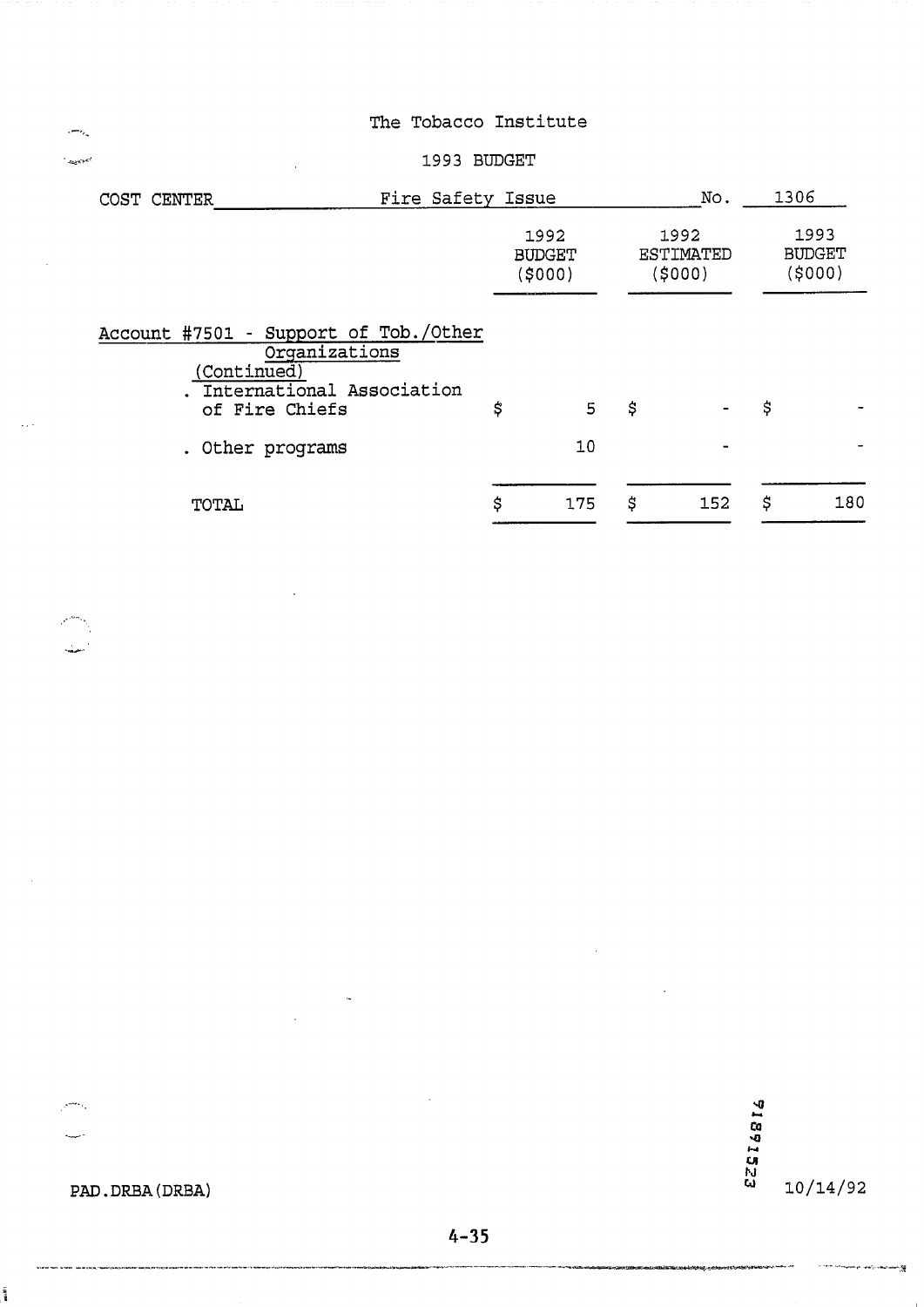The Tobacco Institute

1993 BUDGET

COST CENTER Fire Safety Issue No. 1306

| | 1992 BUDGET ($000) | 1992 ESTIMATED ($000) | 1993 BUDGET ($000) |
|---|---|---|---|
| Account #7501 - Support of Tob./Other Organizations (Continued) | | | |
| . International Association of Fire Chiefs | $ 5 | $ - | $ - |
| . Other programs | 10 | - | - |
| TOTAL | $ 175 | $ 152 | $ 180 |

PAD.DRBA(DRBA)

918 1523

10/14/92

4-35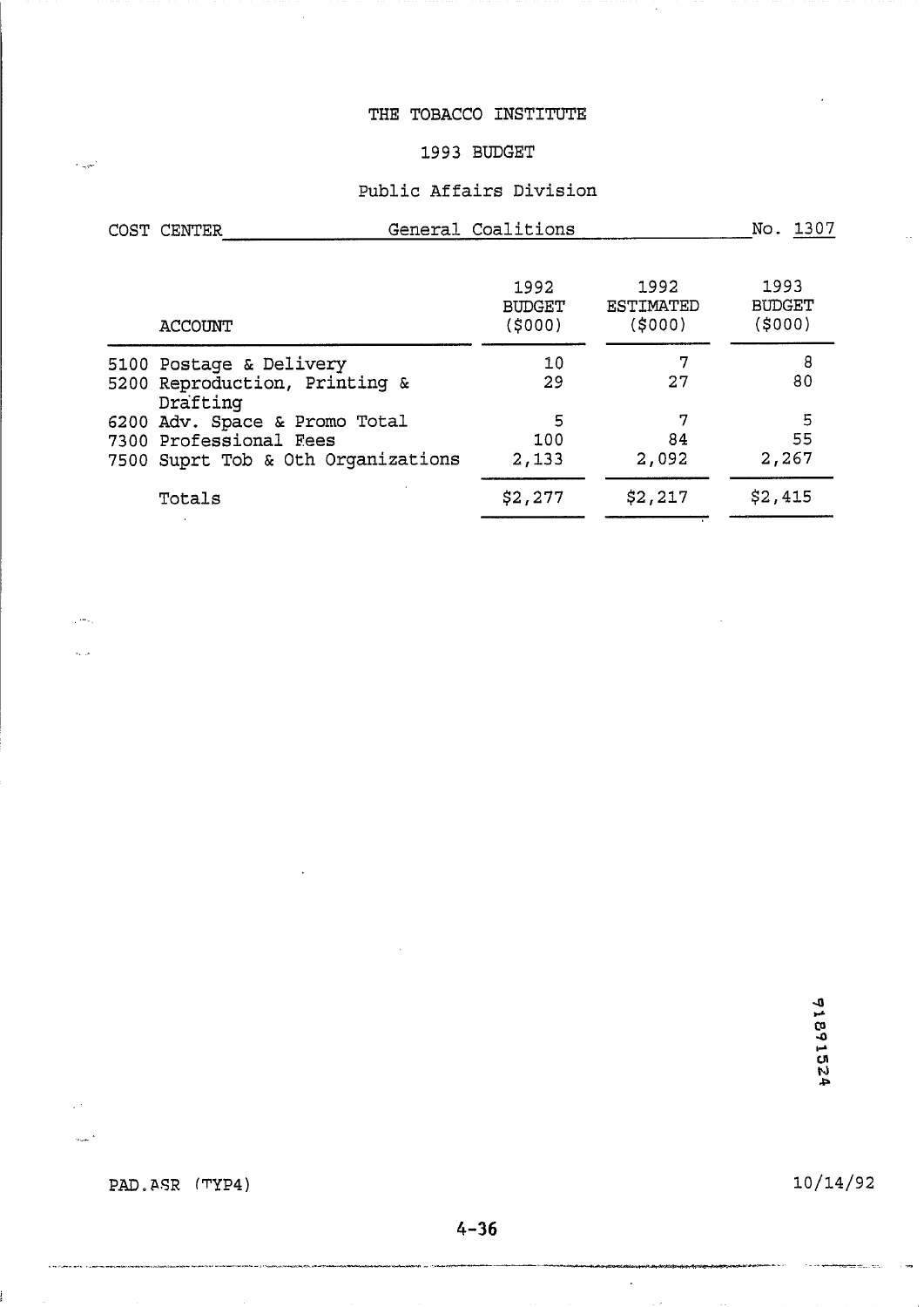# THE TOBACCO INSTITUTE

## 1993 BUDGET

### Public Affairs Division

COST CENTER General Coalitions No. 1307

| ACCOUNT | 1992 BUDGET ($000) | 1992 ESTIMATED ($000) | 1993 BUDGET ($000) |
|---|---|---|---|
| 5100 Postage & Delivery | 10 | 7 | 8 |
| 5200 Reproduction, Printing & Drafting | 29 | 27 | 80 |
| 6200 Adv. Space & Promo Total | 5 | 7 | 5 |
| 7300 Professional Fees | 100 | 84 | 55 |
| 7500 Suprt Tob & Oth Organizations | 2,133 | 2,092 | 2,267 |
| Totals | $2,277 | $2,217 | $2,415 |

91891524

PAD.ASR (TYP4) 10/14/92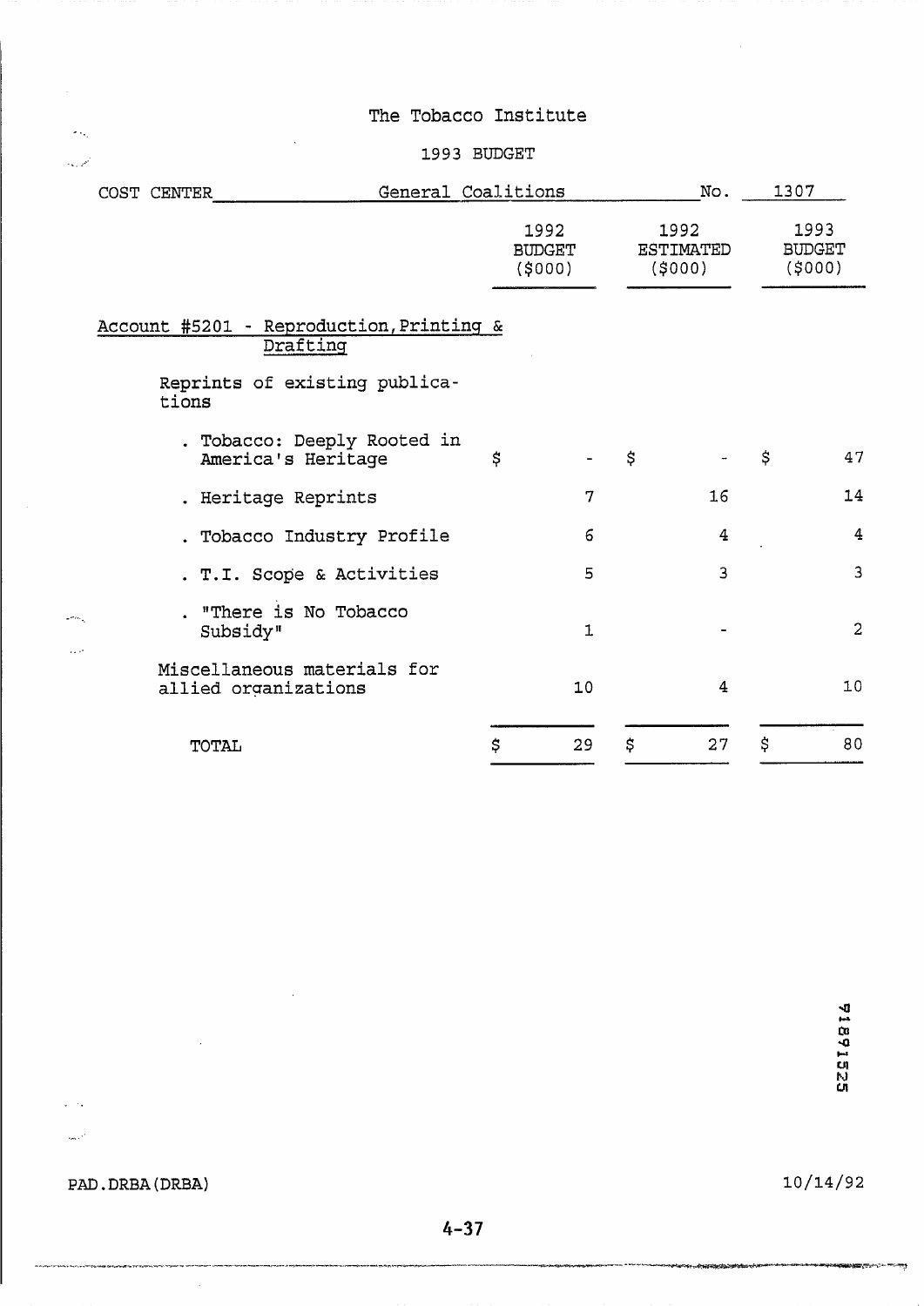The Tobacco Institute

1993 BUDGET

COST CENTER General Coalitions No. 1307

| | 1992 BUDGET ($000) | 1992 ESTIMATED ($000) | 1993 BUDGET ($000) |
|---|---|---|---|
| **Account #5201 - Reproduction, Printing & Drafting** | | | |
| Reprints of existing publications | | | |
| . Tobacco: Deeply Rooted in America's Heritage | $ - | $ - | $ 47 |
| . Heritage Reprints | 7 | 16 | 14 |
| . Tobacco Industry Profile | 6 | 4 | 4 |
| . T.I. Scope & Activities | 5 | 3 | 3 |
| . "There is No Tobacco Subsidy" | 1 | - | 2 |
| Miscellaneous materials for allied organizations | 10 | 4 | 10 |
| TOTAL | $ 29 | $ 27 | $ 80 |

TI891525

PAD.DRBA(DRBA) 10/14/92

4-37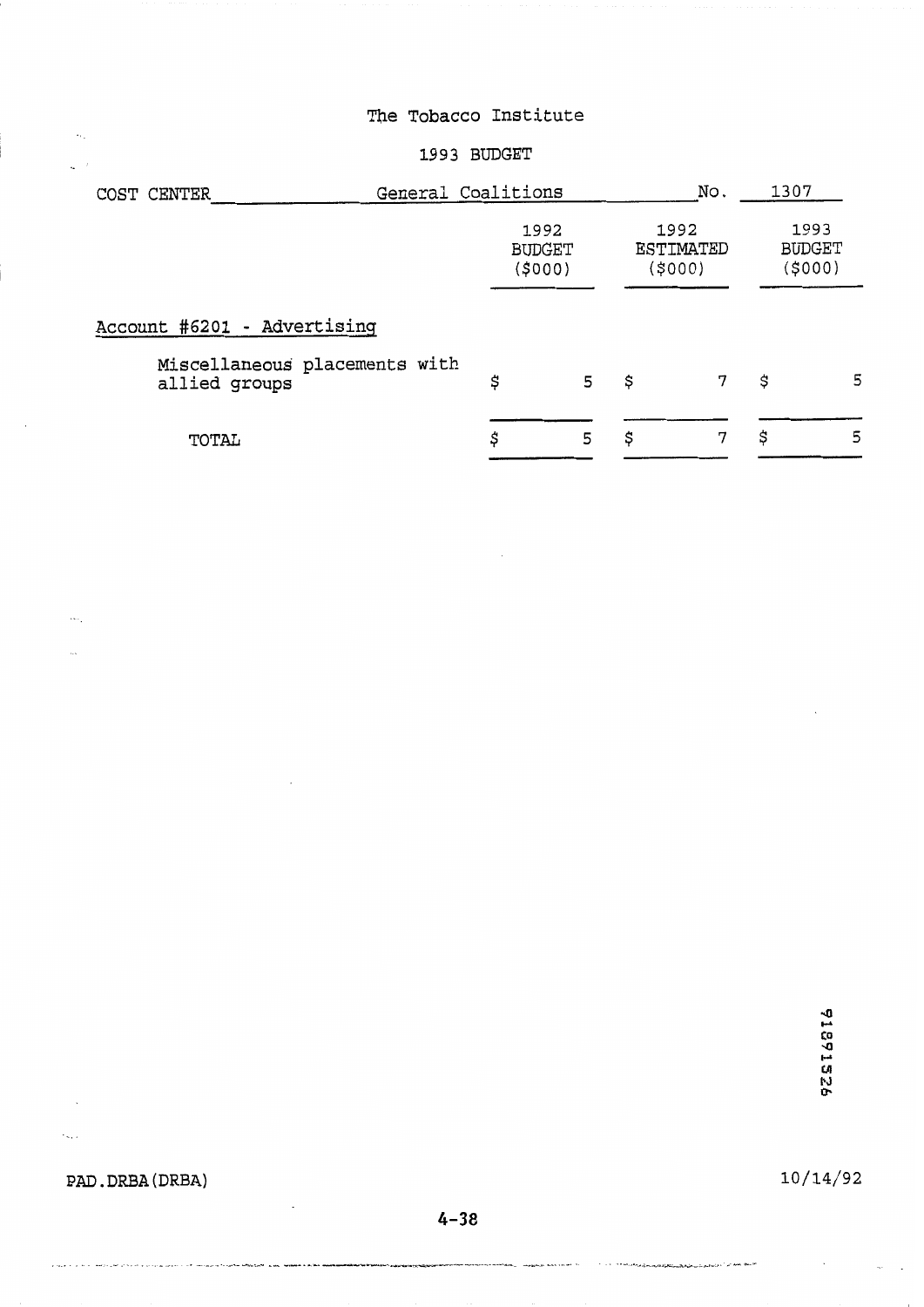The Tobacco Institute

1993 BUDGET

COST CENTER General Coalitions No. 1307

| | 1992 BUDGET ($000) | 1992 ESTIMATED ($000) | 1993 BUDGET ($000) |
|---|---|---|---|
| Account #6201 - Advertising | | | |
| Miscellaneous placements with allied groups | $ 5 | $ 7 | $ 5 |
| TOTAL | $ 5 | $ 7 | $ 5 |

TI891526

PAD.DRBA(DRBA) 10/14/92

4-38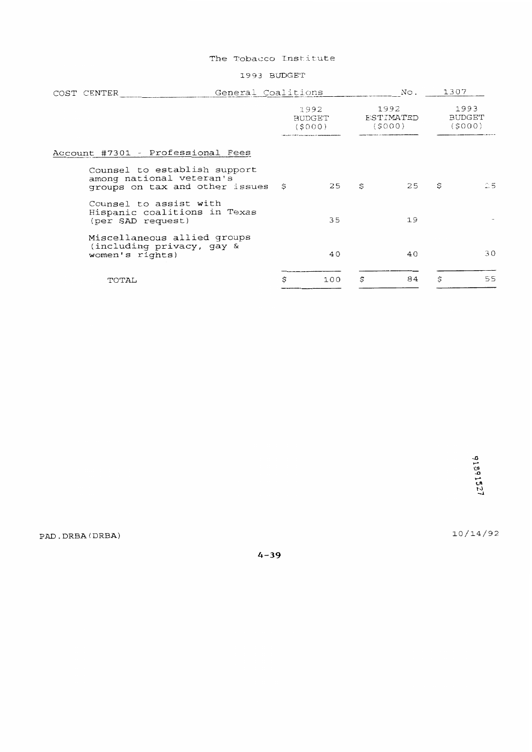The Tobacco Institute

1993 BUDGET

COST CENTER General Coalitions No. 1307

| | 1992 BUDGET ($000) | 1992 ESTIMATED ($000) | 1993 BUDGET ($000) |
|---|---|---|---|
| **Account #7301 - Professional Fees** | | | |
| Counsel to establish support among national veteran's groups on tax and other issues | $ 25 | $ 25 | $ 25 |
| Counsel to assist with Hispanic coalitions in Texas (per SAD request) | 35 | 19 | - |
| Miscellaneous allied groups (including privacy, gay & women's rights) | 40 | 40 | 30 |
| TOTAL | $ 100 | $ 84 | $ 55 |

91891527

PAD.DRBA(DRBA) 10/14/92

4-39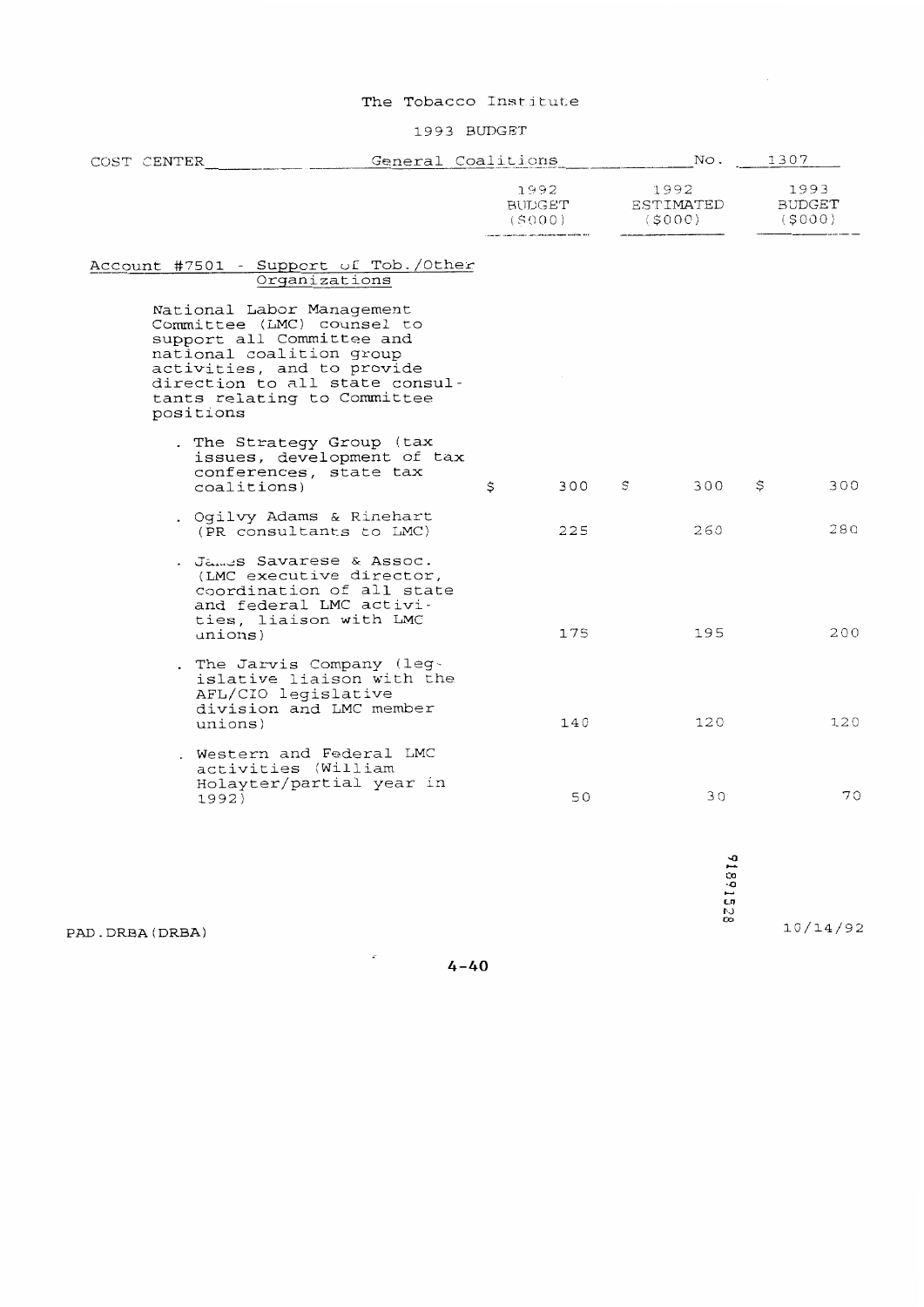The Tobacco Institute

1993 BUDGET

COST CENTER General Coalitions No. 1307

| | 1992 BUDGET ($000) | 1992 ESTIMATED ($000) | 1993 BUDGET ($000) |
|---|---|---|---|
| <u>Account #7501 - Support of Tob./Other Organizations</u> | | | |
| National Labor Management Committee (LMC) counsel to support all Committee and national coalition group activities, and to provide direction to all state consultants relating to Committee positions | | | |
| . The Strategy Group (tax issues, development of tax conferences, state tax coalitions) | $ 300 | $ 300 | $ 300 |
| . Ogilvy Adams & Rinehart (PR consultants to LMC) | 225 | 260 | 280 |
| . James Savarese & Assoc. (LMC executive director, coordination of all state and federal LMC activities, liaison with LMC unions) | 175 | 195 | 200 |
| . The Jarvis Company (legislative liaison with the AFL/CIO legislative division and LMC member unions) | 140 | 120 | 120 |
| . Western and Federal LMC activities (William Holayter/partial year in 1992) | 50 | 30 | 70 |

TI891528

PAD.DRBA(DRBA) 10/14/92

4-40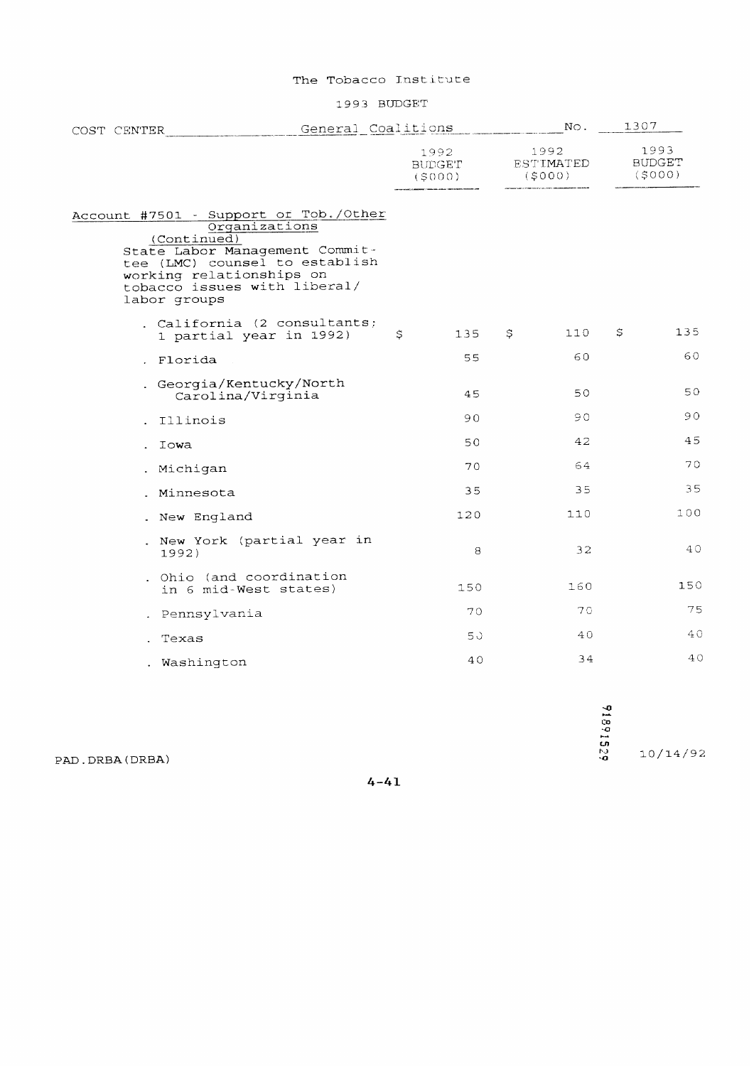The Tobacco Institute

1993 BUDGET

COST CENTER General Coalitions No. 1307

| | 1992 BUDGET ($000) | 1992 ESTIMATED ($000) | 1993 BUDGET ($000) |
|---|---|---|---|
| Account #7501 - Support of Tob./Other Organizations (Continued) | | | |
| State Labor Management Committee (LMC) counsel to establish working relationships on tobacco issues with liberal/labor groups | | | |
| . California (2 consultants; 1 partial year in 1992) | $ 135 | $ 110 | $ 135 |
| . Florida | 55 | 60 | 60 |
| . Georgia/Kentucky/North Carolina/Virginia | 45 | 50 | 50 |
| . Illinois | 90 | 90 | 90 |
| . Iowa | 50 | 42 | 45 |
| . Michigan | 70 | 64 | 70 |
| . Minnesota | 35 | 35 | 35 |
| . New England | 120 | 110 | 100 |
| . New York (partial year in 1992) | 8 | 32 | 40 |
| . Ohio (and coordination in 6 mid-West states) | 150 | 160 | 150 |
| . Pennsylvania | 70 | 70 | 75 |
| . Texas | 50 | 40 | 40 |
| . Washington | 40 | 34 | 40 |

PAD.DRBA(DRBA)

91891529

10/14/92

4-41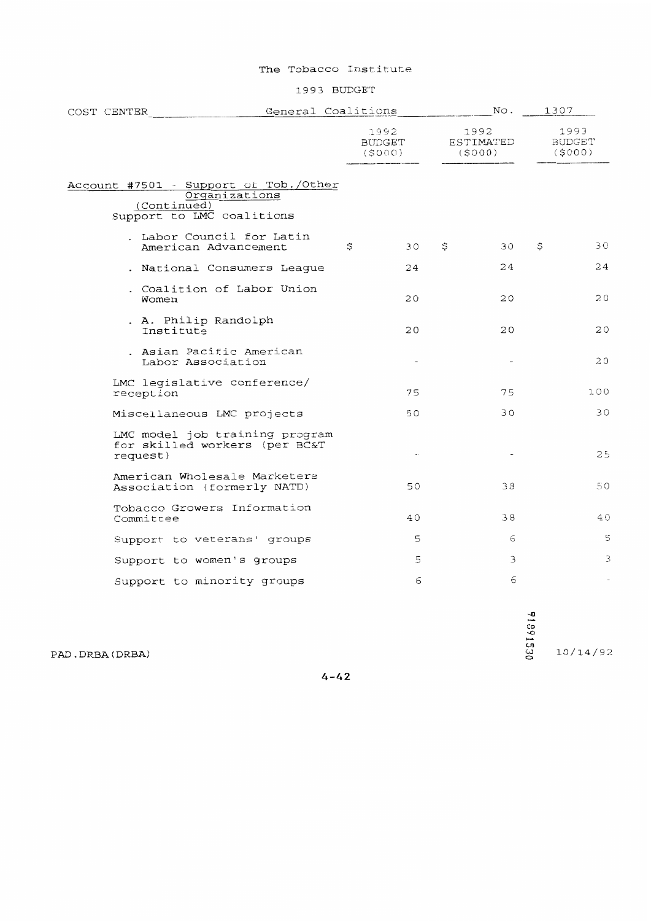The Tobacco Institute

1993 BUDGET

COST CENTER General Coalitions No. 1307

| | 1992 BUDGET ($000) | 1992 ESTIMATED ($000) | 1993 BUDGET ($000) |
|---|---|---|---|
| Account #7501 - Support of Tob./Other Organizations (Continued) | | | |
| Support to LMC coalitions | | | |
| . Labor Council for Latin American Advancement | $ 30 | $ 30 | $ 30 |
| . National Consumers League | 24 | 24 | 24 |
| . Coalition of Labor Union Women | 20 | 20 | 20 |
| . A. Philip Randolph Institute | 20 | 20 | 20 |
| . Asian Pacific American Labor Association | - | - | 20 |
| LMC legislative conference/ reception | 75 | 75 | 100 |
| Miscellaneous LMC projects | 50 | 30 | 30 |
| LMC model job training program for skilled workers (per BC&T request) | - | - | 25 |
| American Wholesale Marketers Association (formerly NATD) | 50 | 38 | 50 |
| Tobacco Growers Information Committee | 40 | 38 | 40 |
| Support to veterans' groups | 5 | 6 | 5 |
| Support to women's groups | 5 | 3 | 3 |
| Support to minority groups | 6 | 6 | - |

PAD.DRBA(DRBA)

TI991530

10/14/92

4-42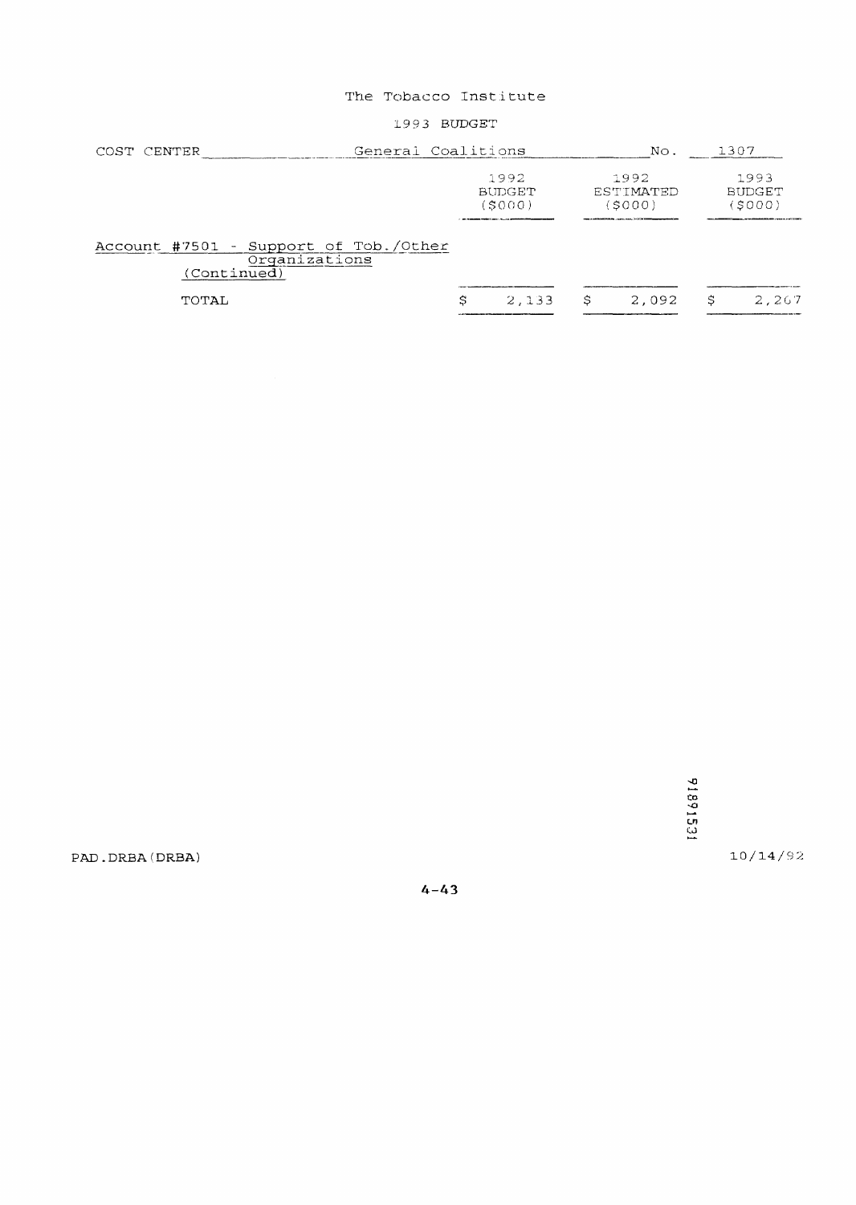The Tobacco Institute

1993 BUDGET

COST CENTER General Coalitions No. 1307

| | 1992 BUDGET ($000) | 1992 ESTIMATED ($000) | 1993 BUDGET ($000) |
|---|---|---|---|
| Account #7501 - Support of Tob./Other Organizations (Continued) | | | |
| TOTAL | $ 2,133 | $ 2,092 | $ 2,267 |

91891531

PAD.DRBA(DRBA) 10/14/92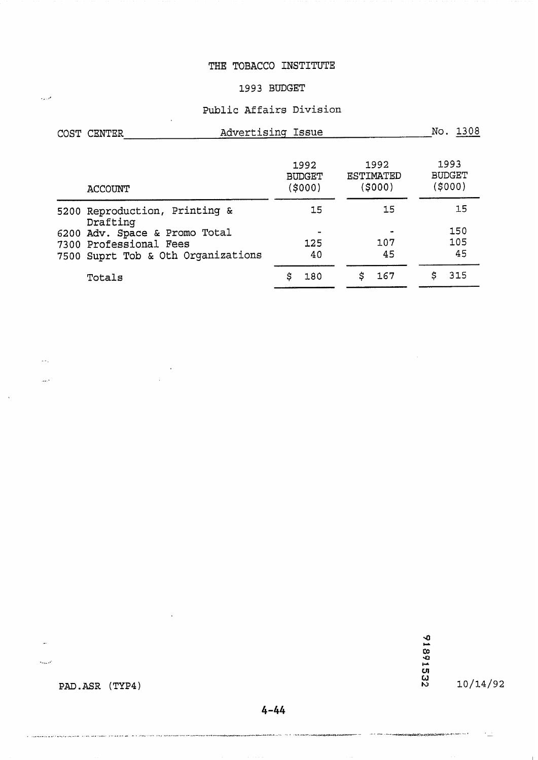# THE TOBACCO INSTITUTE

## 1993 BUDGET

### Public Affairs Division

COST CENTER Advertising Issue No. 1308

| ACCOUNT | 1992 BUDGET ($000) | 1992 ESTIMATED ($000) | 1993 BUDGET ($000) |
|---|---|---|---|
| 5200 Reproduction, Printing & Drafting | 15 | 15 | 15 |
| 6200 Adv. Space & Promo Total | - | - | 150 |
| 7300 Professional Fees | 125 | 107 | 105 |
| 7500 Suprt Tob & Oth Organizations | 40 | 45 | 45 |
| Totals | $ 180 | $ 167 | $ 315 |

PAD.ASR (TYP4)

91891532

10/14/92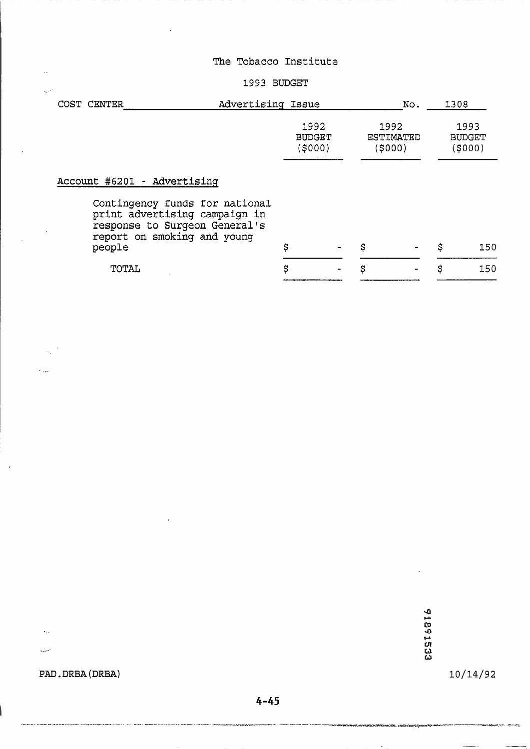The Tobacco Institute

1993 BUDGET

COST CENTER Advertising Issue No. 1308

| | 1992 BUDGET ($000) | 1992 ESTIMATED ($000) | 1993 BUDGET ($000) |
|---|---|---|---|
| **Account #6201 - Advertising** | | | |
| Contingency funds for national print advertising campaign in response to Surgeon General's report on smoking and young people | $ - | $ - | $ 150 |
| TOTAL | $ - | $ - | $ 150 |

91891533

PAD.DRBA(DRBA) 10/14/92

4-45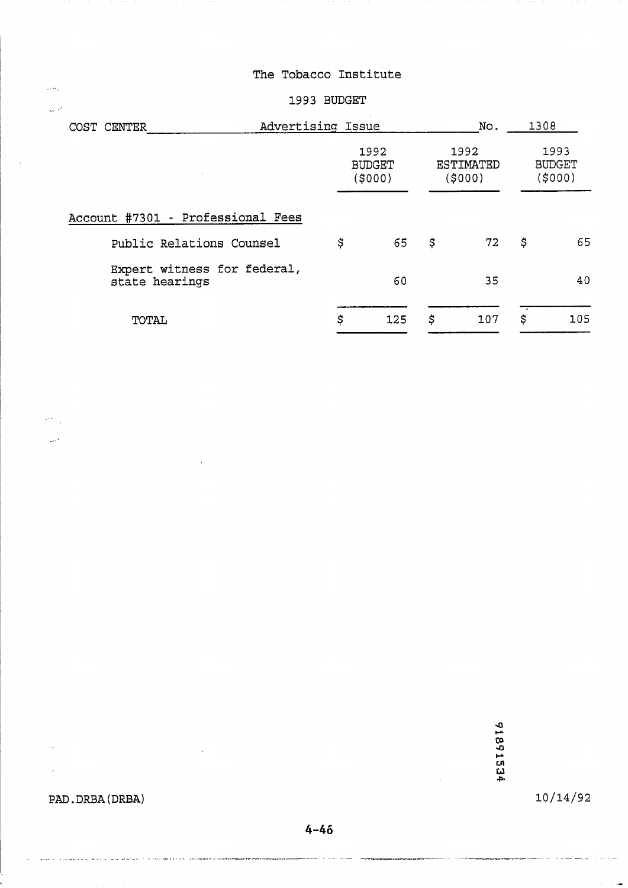The Tobacco Institute

1993 BUDGET

COST CENTER Advertising Issue No. 1308

| | 1992 BUDGET ($000) | 1992 ESTIMATED ($000) | 1993 BUDGET ($000) |
|---|---|---|---|
| Account #7301 - Professional Fees | | | |
| Public Relations Counsel | $ 65 | $ 72 | $ 65 |
| Expert witness for federal, state hearings | 60 | 35 | 40 |
| TOTAL | $ 125 | $ 107 | $ 105 |

91891534

PAD.DRBA(DRBA) 10/14/92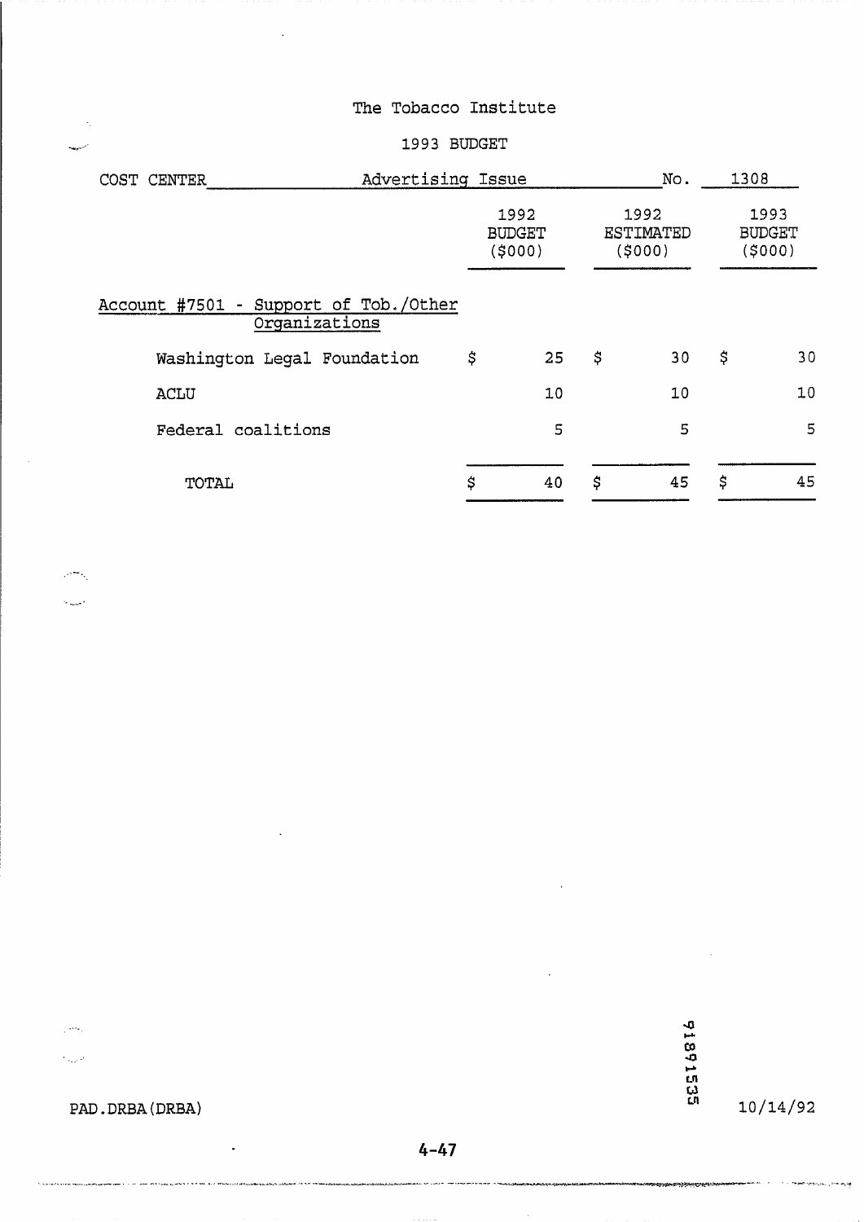The Tobacco Institute

1993 BUDGET

COST CENTER Advertising Issue No. 1308

| | 1992 BUDGET ($000) | 1992 ESTIMATED ($000) | 1993 BUDGET ($000) |
|---|---|---|---|
| Account #7501 - Support of Tob./Other Organizations | | | |
| Washington Legal Foundation | $ 25 | $ 30 | $ 30 |
| ACLU | 10 | 10 | 10 |
| Federal coalitions | 5 | 5 | 5 |
| TOTAL | $ 40 | $ 45 | $ 45 |

PAD.DRBA(DRBA)

91891535

10/14/92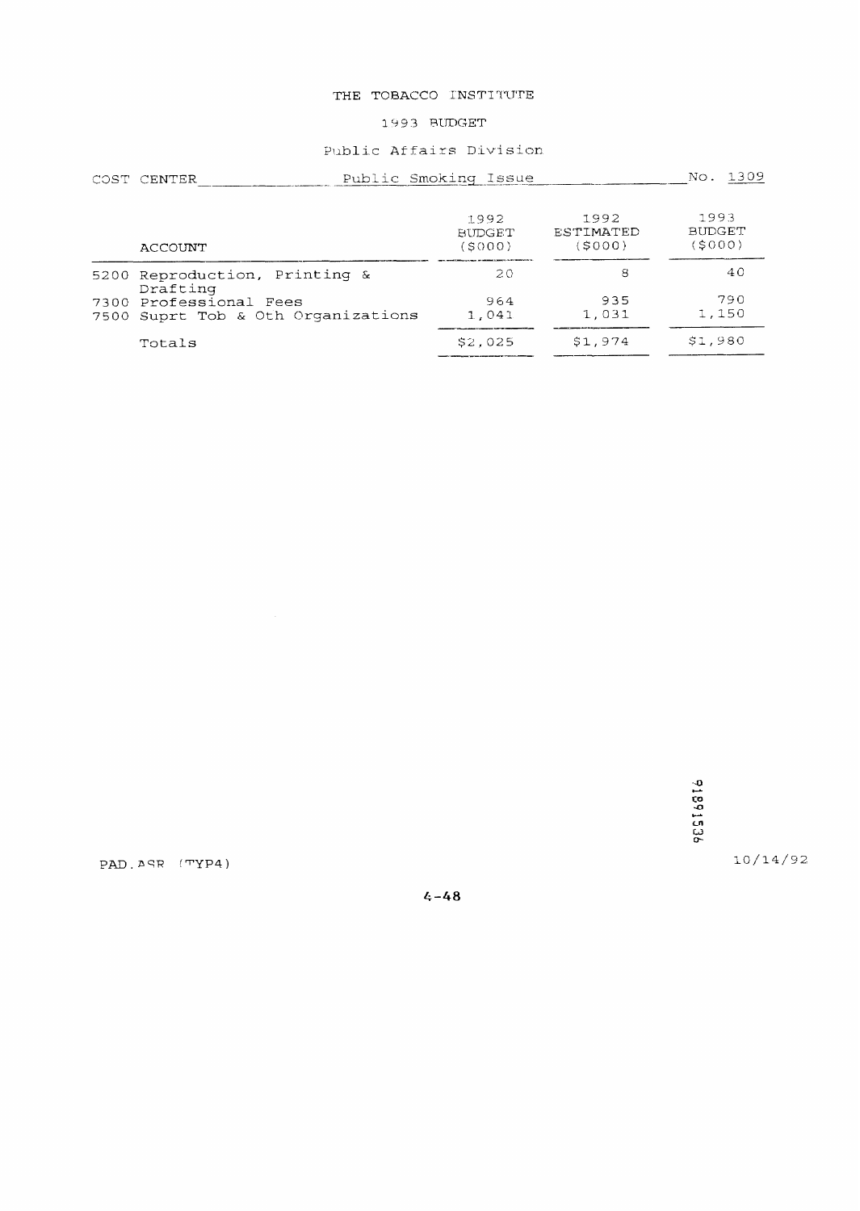# THE TOBACCO INSTITUTE

## 1993 BUDGET

### Public Affairs Division

COST CENTER Public Smoking Issue No. 1309

| ACCOUNT | 1992 BUDGET ($000) | 1992 ESTIMATED ($000) | 1993 BUDGET ($000) |
|---|---|---|---|
| 5200 Reproduction, Printing & Drafting | 20 | 8 | 40 |
| 7300 Professional Fees | 964 | 935 | 790 |
| 7500 Suprt Tob & Oth Organizations | 1,041 | 1,031 | 1,150 |
| Totals | $2,025 | $1,974 | $1,980 |

TI8911536

PAD.ASR (TYP4) 10/14/92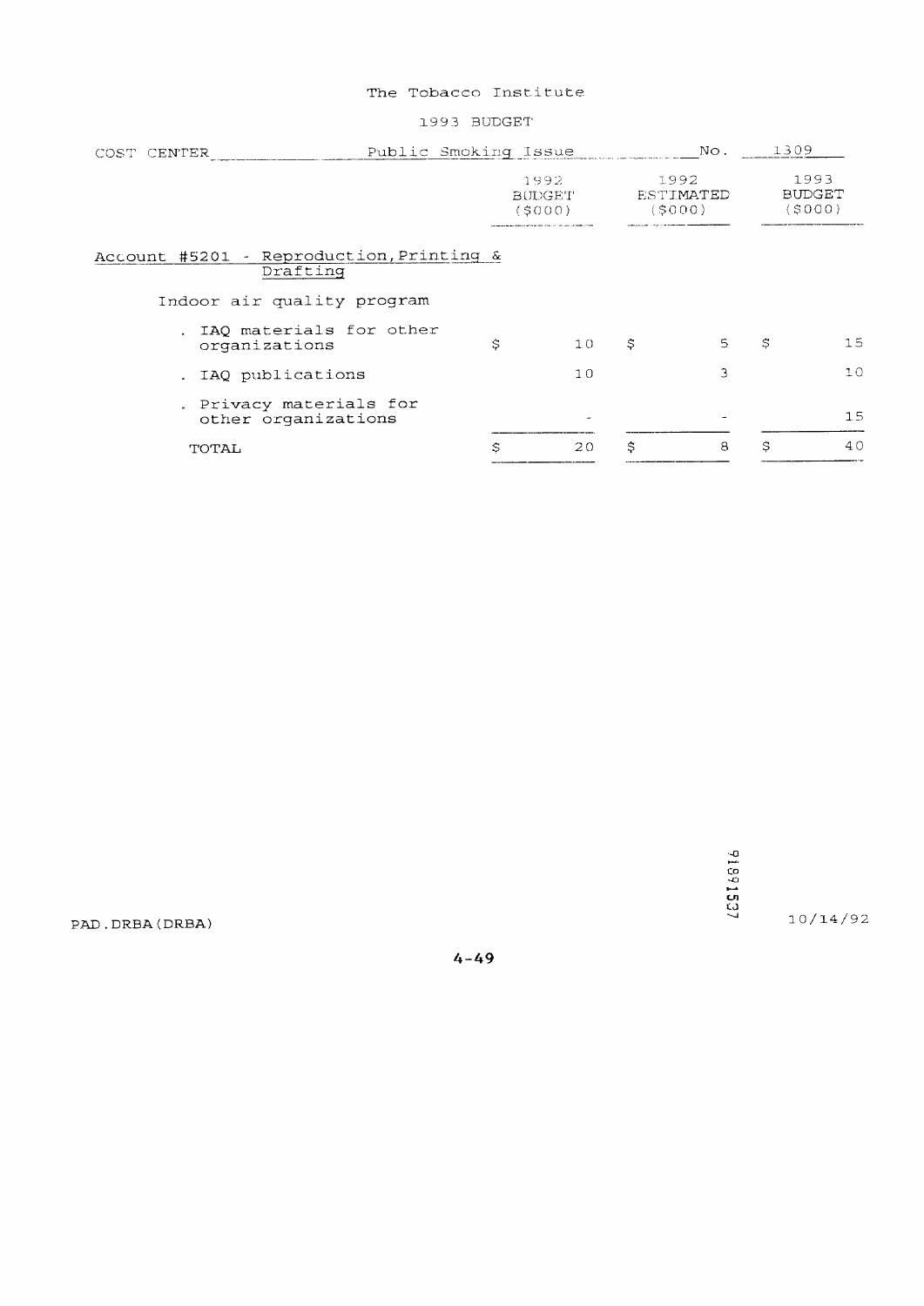The Tobacco Institute

1993 BUDGET

COST CENTER Public Smoking Issue No. 1309

| | 1992 BUDGET ($000) | 1992 ESTIMATED ($000) | 1993 BUDGET ($000) |
|---|---|---|---|
| Account #5201 - Reproduction, Printing & Drafting | | | |
| Indoor air quality program | | | |
| . IAQ materials for other organizations | $ 10 | $ 5 | $ 15 |
| . IAQ publications | 10 | 3 | 10 |
| . Privacy materials for other organizations | - | - | 15 |
| TOTAL | $ 20 | $ 8 | $ 40 |

PAD.DRBA(DRBA)

91891537

10/14/92

4-49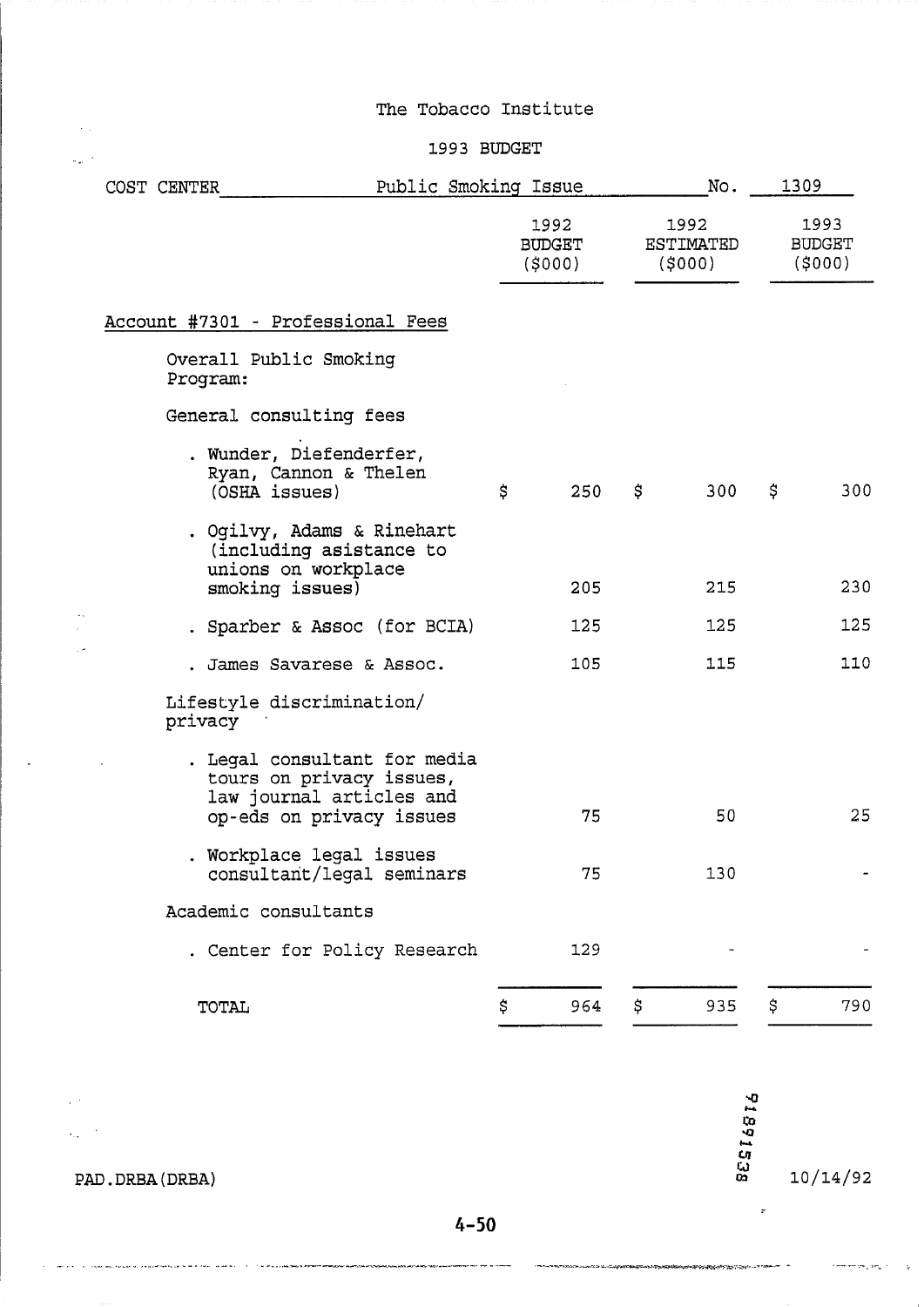The Tobacco Institute

1993 BUDGET

COST CENTER Public Smoking Issue No. 1309

| | 1992 BUDGET ($000) | 1992 ESTIMATED ($000) | 1993 BUDGET ($000) |
|---|---|---|---|
| **Account #7301 - Professional Fees** | | | |
| Overall Public Smoking Program: | | | |
| General consulting fees | | | |
| . Wunder, Diefenderfer, Ryan, Cannon & Thelen (OSHA issues) | $ 250 | $ 300 | $ 300 |
| . Ogilvy, Adams & Rinehart (including asistance to unions on workplace smoking issues) | 205 | 215 | 230 |
| . Sparber & Assoc (for BCIA) | 125 | 125 | 125 |
| . James Savarese & Assoc. | 105 | 115 | 110 |
| Lifestyle discrimination/ privacy | | | |
| . Legal consultant for media tours on privacy issues, law journal articles and op-eds on privacy issues | 75 | 50 | 25 |
| . Workplace legal issues consultant/legal seminars | 75 | 130 | - |
| Academic consultants | | | |
| . Center for Policy Research | 129 | - | - |
| TOTAL | $ 964 | $ 935 | $ 790 |

PAD.DRBA(DRBA)

TI89141538

10/14/92

4-50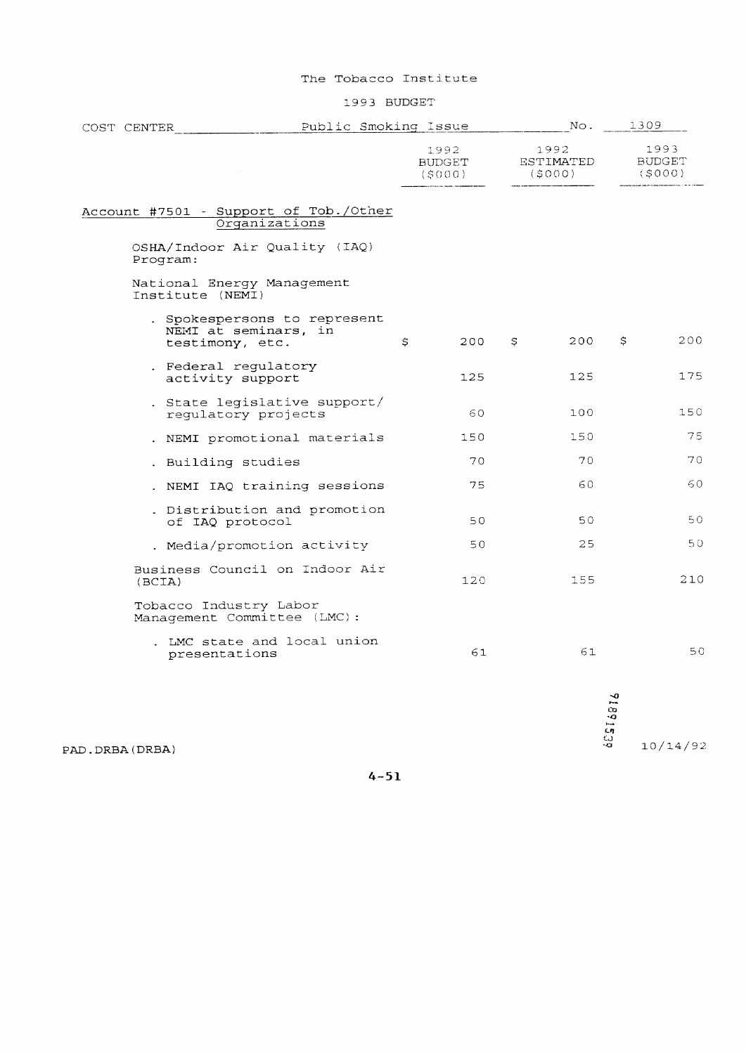The Tobacco Institute

1993 BUDGET

COST CENTER Public Smoking Issue No. 1309

| | 1992 BUDGET ($000) | 1992 ESTIMATED ($000) | 1993 BUDGET ($000) |
|---|---|---|---|
| **Account #7501 - Support of Tob./Other Organizations** | | | |
| OSHA/Indoor Air Quality (IAQ) Program: | | | |
| National Energy Management Institute (NEMI) | | | |
| . Spokespersons to represent NEMI at seminars, in testimony, etc. | $ 200 | $ 200 | $ 200 |
| . Federal regulatory activity support | 125 | 125 | 175 |
| . State legislative support/ regulatory projects | 60 | 100 | 150 |
| . NEMI promotional materials | 150 | 150 | 75 |
| . Building studies | 70 | 70 | 70 |
| . NEMI IAQ training sessions | 75 | 60 | 60 |
| . Distribution and promotion of IAQ protocol | 50 | 50 | 50 |
| . Media/promotion activity | 50 | 25 | 50 |
| Business Council on Indoor Air (BCIA) | 120 | 155 | 210 |
| Tobacco Industry Labor Management Committee (LMC): | | | |
| . LMC state and local union presentations | 61 | 61 | 50 |

PAD.DRBA(DRBA)

TI5391876

10/14/92

4-51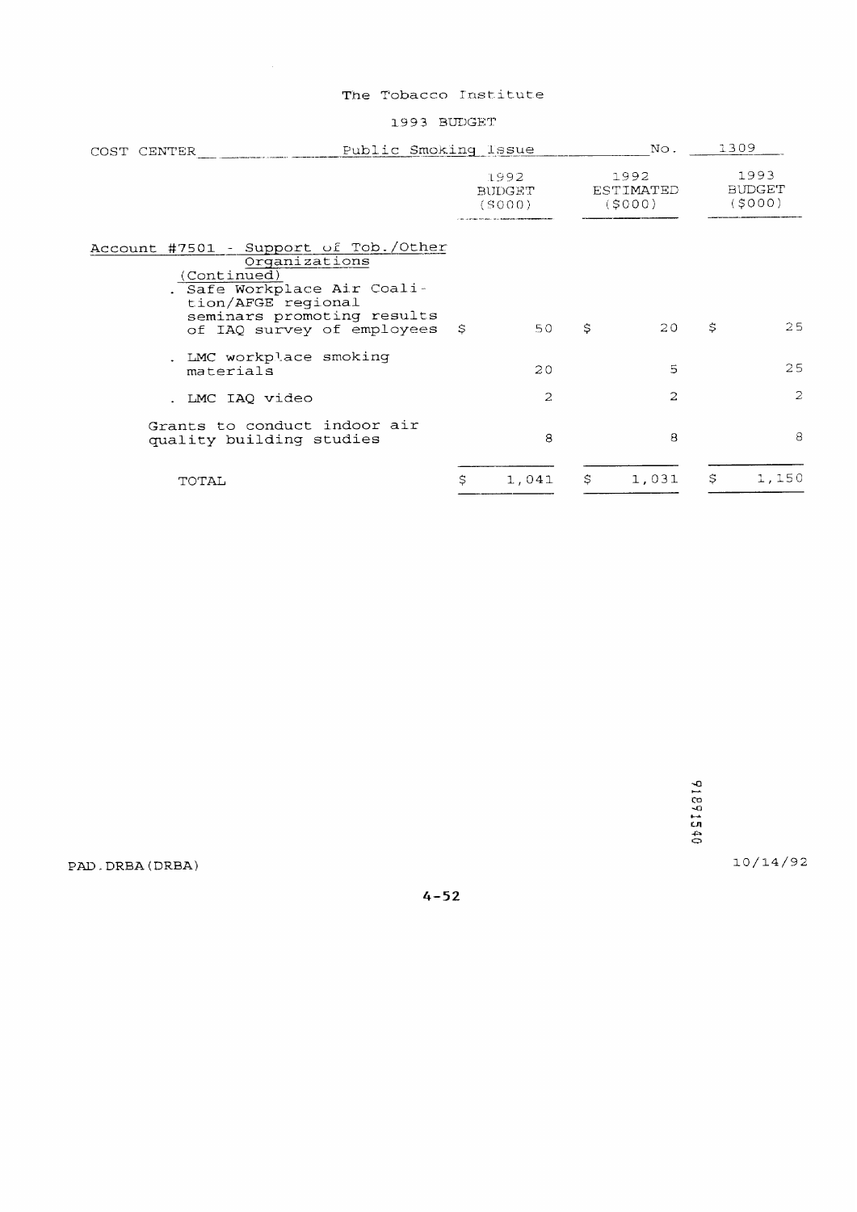The Tobacco Institute

1993 BUDGET

COST CENTER Public Smoking Issue No. 1309

| | 1992 BUDGET ($000) | 1992 ESTIMATED ($000) | 1993 BUDGET ($000) |
|---|---|---|---|
| Account #7501 - Support of Tob./Other Organizations (Continued) | | | |
| . Safe Workplace Air Coalition/AFGE regional seminars promoting results of IAQ survey of employees | $ 50 | $ 20 | $ 25 |
| . LMC workplace smoking materials | 20 | 5 | 25 |
| . LMC IAQ video | 2 | 2 | 2 |
| Grants to conduct indoor air quality building studies | 8 | 8 | 8 |
| TOTAL | $ 1,041 | $ 1,031 | $ 1,150 |

918971540

PAD.DRBA(DRBA) 10/14/92

4-52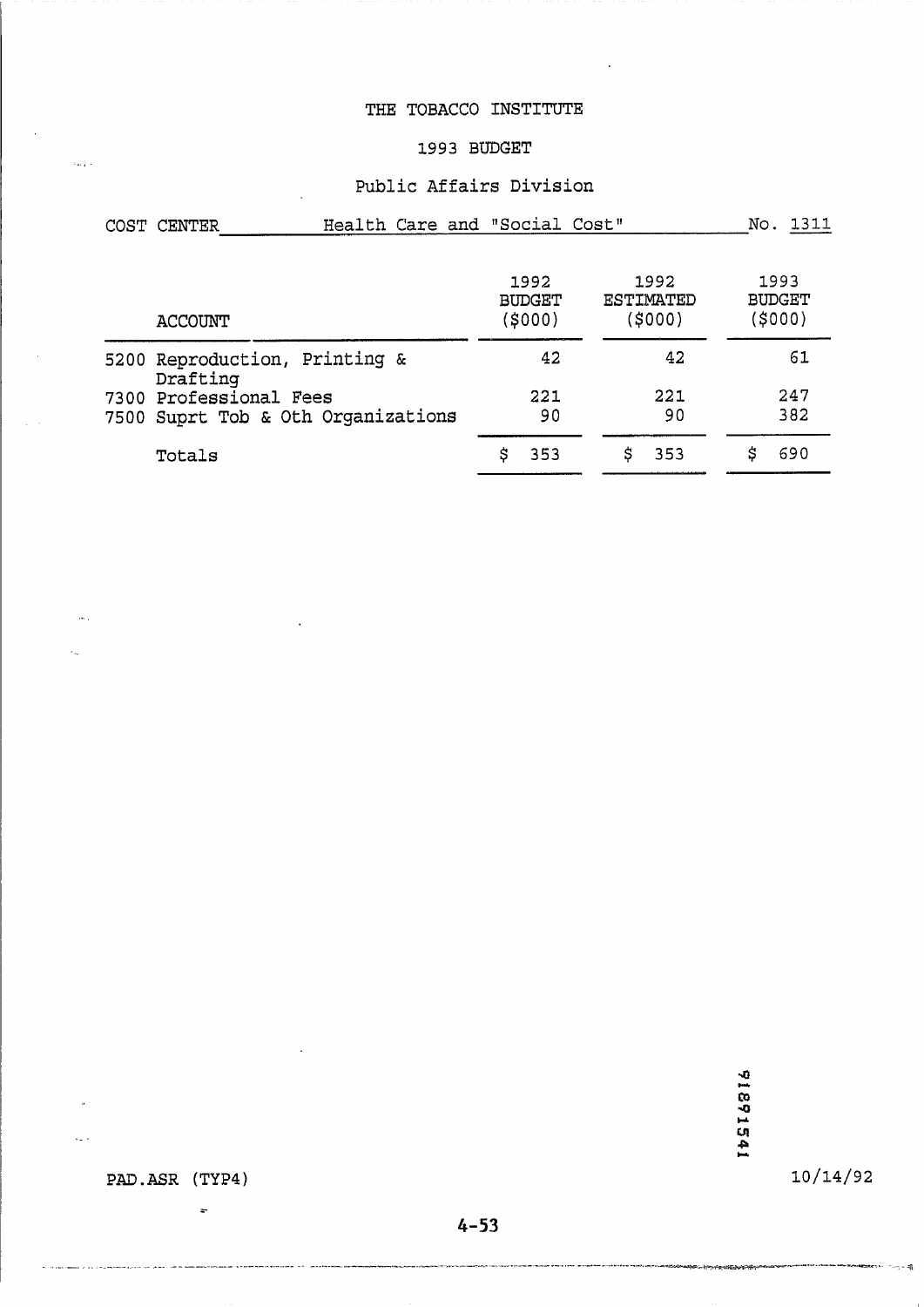THE TOBACCO INSTITUTE

1993 BUDGET

Public Affairs Division

COST CENTER Health Care and "Social Cost" No. 1311

| ACCOUNT | 1992 BUDGET ($000) | 1992 ESTIMATED ($000) | 1993 BUDGET ($000) |
|---|---|---|---|
| 5200 Reproduction, Printing & Drafting | 42 | 42 | 61 |
| 7300 Professional Fees | 221 | 221 | 247 |
| 7500 Suprt Tob & Oth Organizations | 90 | 90 | 382 |
| Totals | $ 353 | $ 353 | $ 690 |

PAD.ASR (TYP4)

10/14/92

918915 41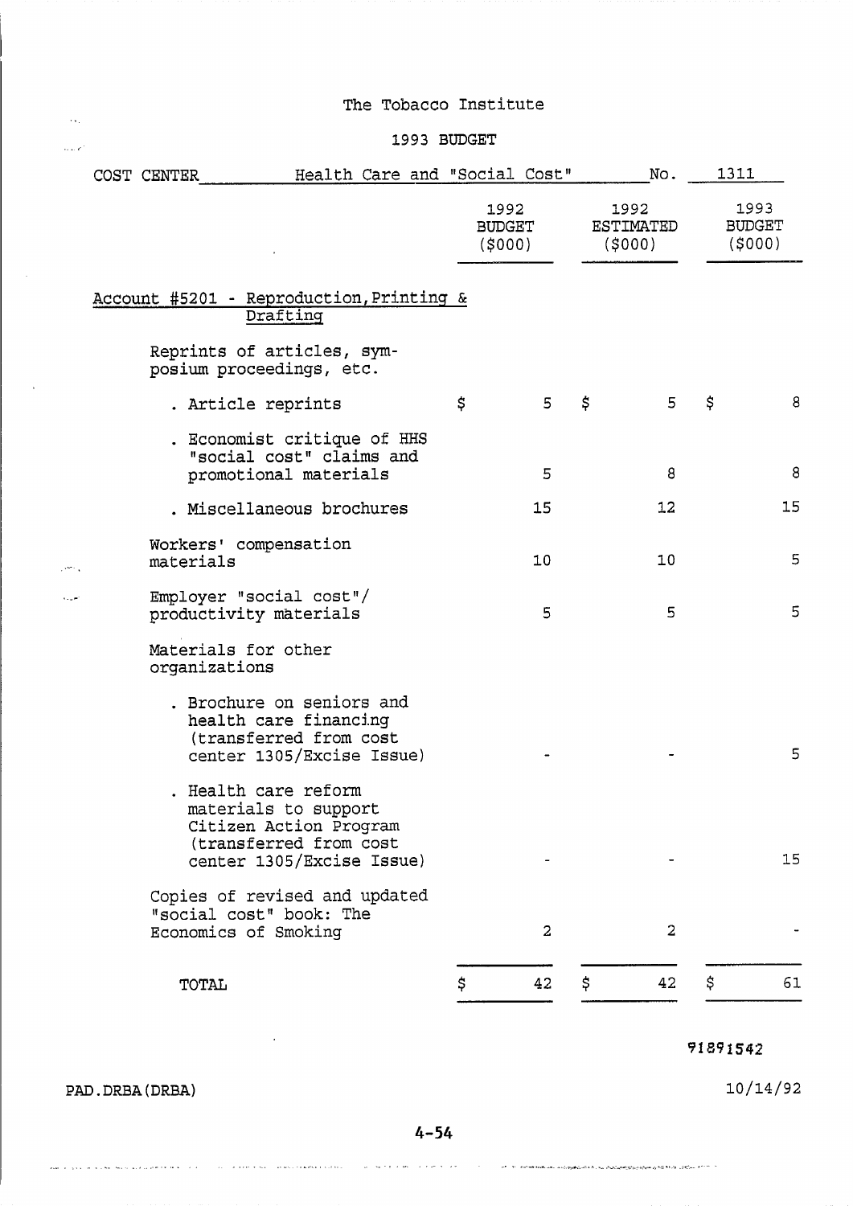The Tobacco Institute

1993 BUDGET

COST CENTER Health Care and "Social Cost" No. 1311

| | 1992 BUDGET ($000) | 1992 ESTIMATED ($000) | 1993 BUDGET ($000) |
|---|---|---|---|
| Account #5201 - Reproduction, Printing & Drafting | | | |
| Reprints of articles, symposium proceedings, etc. | | | |
| . Article reprints | $ 5 | $ 5 | $ 8 |
| . Economist critique of HHS "social cost" claims and promotional materials | 5 | 8 | 8 |
| . Miscellaneous brochures | 15 | 12 | 15 |
| Workers' compensation materials | 10 | 10 | 5 |
| Employer "social cost"/ productivity materials | 5 | 5 | 5 |
| Materials for other organizations | | | |
| . Brochure on seniors and health care financing (transferred from cost center 1305/Excise Issue) | - | - | 5 |
| . Health care reform materials to support Citizen Action Program (transferred from cost center 1305/Excise Issue) | - | - | 15 |
| Copies of revised and updated "social cost" book: The Economics of Smoking | 2 | 2 | - |
| TOTAL | $ 42 | $ 42 | $ 61 |

91891542

PAD.DRBA(DRBA) 10/14/92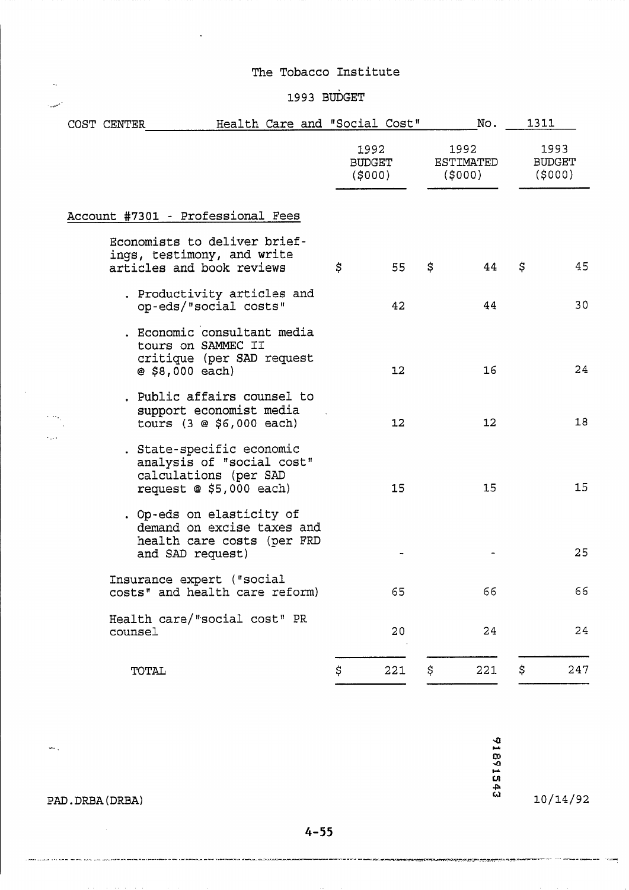The Tobacco Institute

1993 BUDGET

COST CENTER Health Care and "Social Cost" No. 1311

| | 1992 BUDGET ($000) | 1992 ESTIMATED ($000) | 1993 BUDGET ($000) |
|---|---|---|---|
| **Account #7301 - Professional Fees** | | | |
| Economists to deliver briefings, testimony, and write articles and book reviews | $ 55 | $ 44 | $ 45 |
| . Productivity articles and op-eds/"social costs" | 42 | 44 | 30 |
| . Economic consultant media tours on SAMMEC II critique (per SAD request @ $8,000 each) | 12 | 16 | 24 |
| . Public affairs counsel to support economist media tours (3 @ $6,000 each) | 12 | 12 | 18 |
| . State-specific economic analysis of "social cost" calculations (per SAD request @ $5,000 each) | 15 | 15 | 15 |
| . Op-eds on elasticity of demand on excise taxes and health care costs (per FRD and SAD request) | - | - | 25 |
| Insurance expert ("social costs" and health care reform) | 65 | 66 | 66 |
| Health care/"social cost" PR counsel | 20 | 24 | 24 |
| TOTAL | $ 221 | $ 221 | $ 247 |

91891543

PAD.DRBA(DRBA) 10/14/92

4-55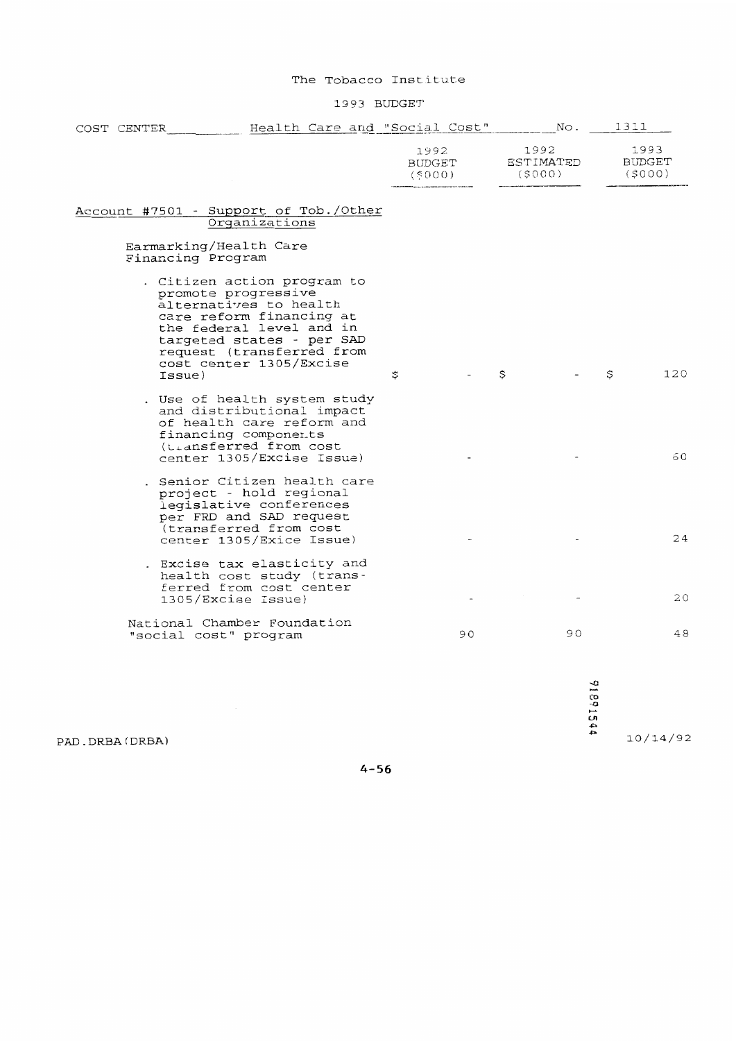The Tobacco Institute

1993 BUDGET

COST CENTER Health Care and "Social Cost" No. 1311

| | 1992 BUDGET ($000) | 1992 ESTIMATED ($000) | 1993 BUDGET ($000) |
|---|---|---|---|
| Account #7501 - Support of Tob./Other Organizations | | | |
| Earmarking/Health Care Financing Program | | | |
| . Citizen action program to promote progressive alternatives to health care reform financing at the federal level and in targeted states - per SAD request (transferred from cost center 1305/Excise Issue) | $ - | $ - | $ 120 |
| . Use of health system study and distributional impact of health care reform and financing components (transferred from cost center 1305/Excise Issue) | - | - | 60 |
| . Senior Citizen health care project - hold regional legislative conferences per FRD and SAD request (transferred from cost center 1305/Exice Issue) | - | - | 24 |
| . Excise tax elasticity and health cost study (transferred from cost center 1305/Excise Issue) | - | - | 20 |
| National Chamber Foundation "social cost" program | 90 | 90 | 48 |

PAD.DRBA(DRBA)

91891544

10/14/92

4-56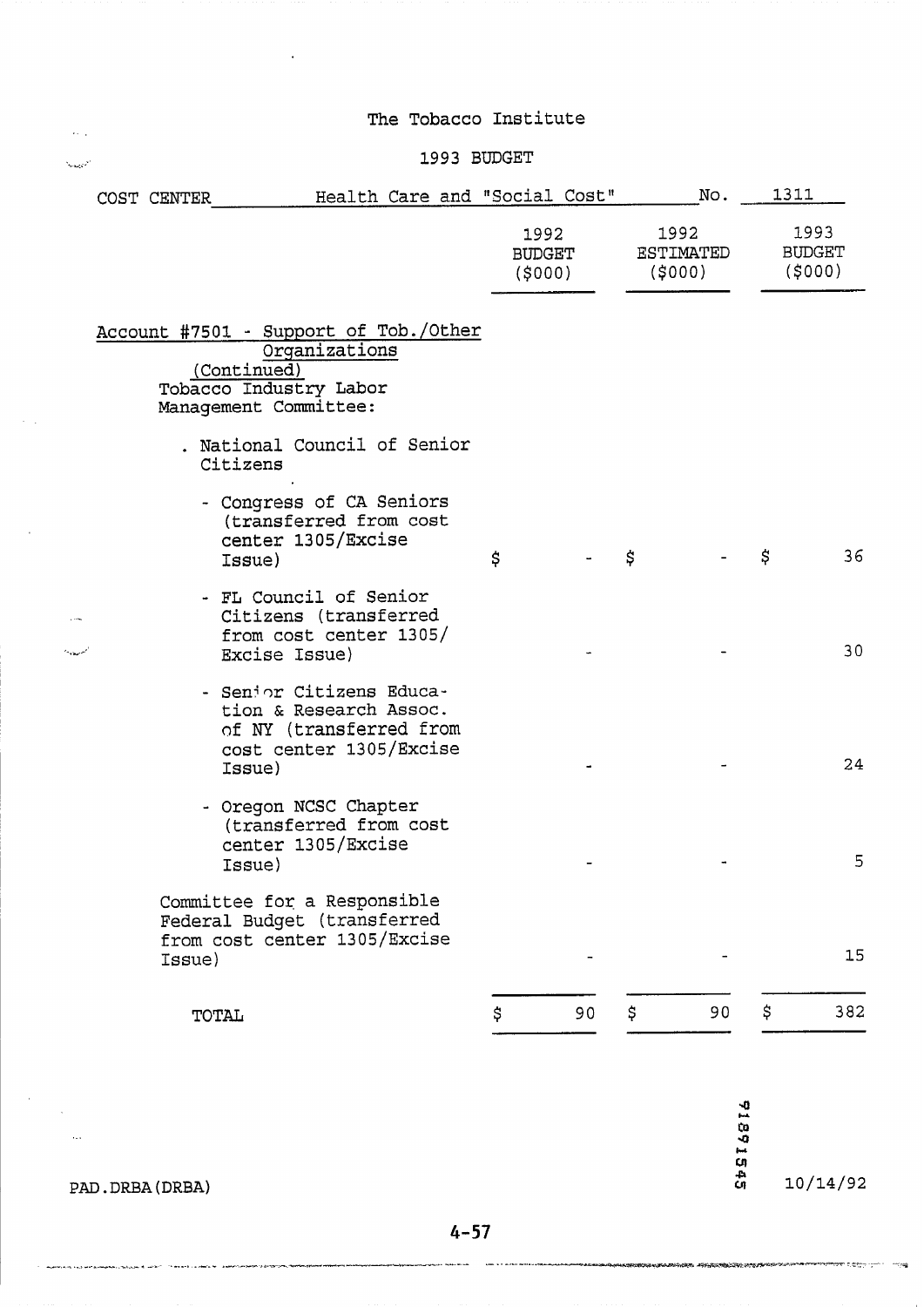The Tobacco Institute

1993 BUDGET

COST CENTER Health Care and "Social Cost" No. 1311

| | 1992 BUDGET ($000) | 1992 ESTIMATED ($000) | 1993 BUDGET ($000) |
|---|---|---|---|
| Account #7501 - Support of Tob./Other Organizations (Continued) | | | |
| Tobacco Industry Labor Management Committee: | | | |
| . National Council of Senior Citizens | | | |
| - Congress of CA Seniors (transferred from cost center 1305/Excise Issue) | $ - | $ - | $ 36 |
| - FL Council of Senior Citizens (transferred from cost center 1305/ Excise Issue) | - | - | 30 |
| - Senior Citizens Education & Research Assoc. of NY (transferred from cost center 1305/Excise Issue) | - | - | 24 |
| - Oregon NCSC Chapter (transferred from cost center 1305/Excise Issue) | - | - | 5 |
| Committee for a Responsible Federal Budget (transferred from cost center 1305/Excise Issue) | - | - | 15 |
| TOTAL | $ 90 | $ 90 | $ 382 |

PAD.DRBA(DRBA)

TI891545

10/14/92